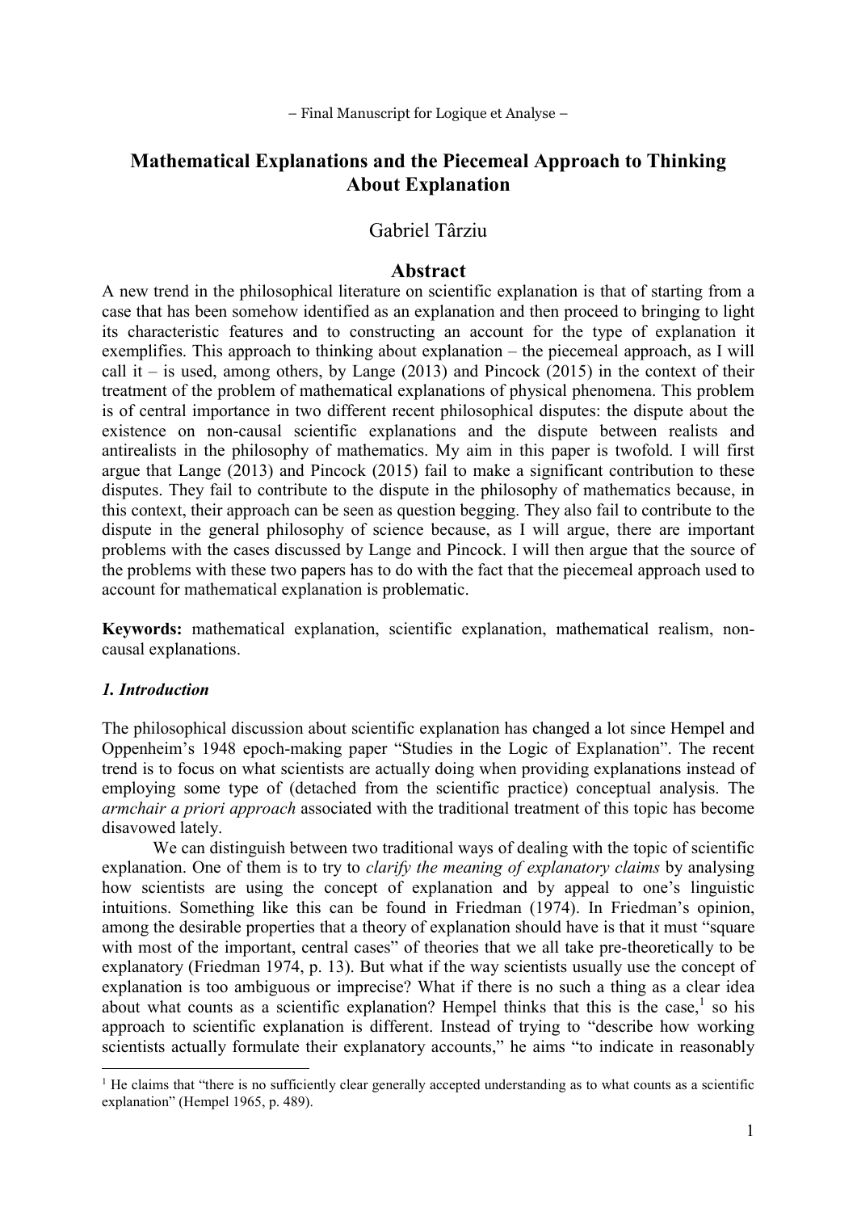– Final Manuscript for Logique et Analyse –

# Mathematical Explanations and the Piecemeal Approach to Thinking About Explanation

Gabriel Târziu

## Abstract

A new trend in the philosophical literature on scientific explanation is that of starting from a case that has been somehow identified as an explanation and then proceed to bringing to light its characteristic features and to constructing an account for the type of explanation it exemplifies. This approach to thinking about explanation – the piecemeal approach, as I will call it – is used, among others, by Lange (2013) and Pincock (2015) in the context of their treatment of the problem of mathematical explanations of physical phenomena. This problem is of central importance in two different recent philosophical disputes: the dispute about the existence on non-causal scientific explanations and the dispute between realists and antirealists in the philosophy of mathematics. My aim in this paper is twofold. I will first argue that Lange (2013) and Pincock (2015) fail to make a significant contribution to these disputes. They fail to contribute to the dispute in the philosophy of mathematics because, in this context, their approach can be seen as question begging. They also fail to contribute to the dispute in the general philosophy of science because, as I will argue, there are important problems with the cases discussed by Lange and Pincock. I will then argue that the source of the problems with these two papers has to do with the fact that the piecemeal approach used to account for mathematical explanation is problematic.

**Keywords:** mathematical explanation, scientific explanation, mathematical realism, non-causal explanations.

### *1. Introduction*

The philosophical discussion about scientific explanation has changed a lot since Hempel and Oppenheim's 1948 epoch-making paper "Studies in the Logic of Explanation". The recent trend is to focus on what scientists are actually doing when providing explanations instead of employing some type of (detached from the scientific practice) conceptual analysis. The *armchair a priori approach* associated with the traditional treatment of this topic has become disavowed lately.

We can distinguish between two traditional ways of dealing with the topic of scientific explanation. One of them is to try to *clarify the meaning of explanatory claims* by analysing how scientists are using the concept of explanation and by appeal to one's linguistic intuitions. Something like this can be found in Friedman (1974). In Friedman's opinion, among the desirable properties that a theory of explanation should have is that it must "square with most of the important, central cases" of theories that we all take pre-theoretically to be explanatory (Friedman 1974, p. 13). But what if the way scientists usually use the concept of explanation is too ambiguous or imprecise? What if there is no such a thing as a clear idea about what counts as a scientific explanation? Hempel thinks that this is the case,[1] so his approach to scientific explanation is different. Instead of trying to "describe how working scientists actually formulate their explanatory accounts," he aims "to indicate in reasonably

---

[1] He claims that "there is no sufficiently clear generally accepted understanding as to what counts as a scientific explanation" (Hempel 1965, p. 489).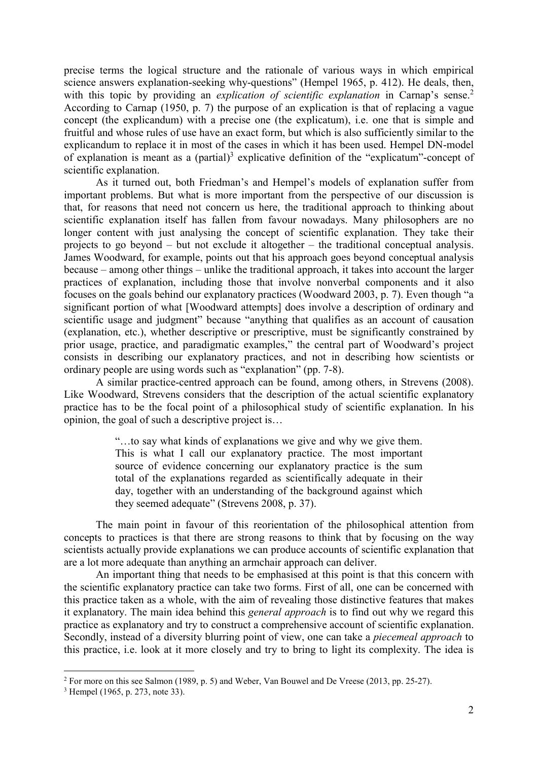precise terms the logical structure and the rationale of various ways in which empirical science answers explanation-seeking why-questions" (Hempel 1965, p. 412). He deals, then, with this topic by providing an *explication of scientific explanation* in Carnap's sense.[2] According to Carnap (1950, p. 7) the purpose of an explication is that of replacing a vague concept (the explicandum) with a precise one (the explicatum), i.e. one that is simple and fruitful and whose rules of use have an exact form, but which is also sufficiently similar to the explicandum to replace it in most of the cases in which it has been used. Hempel DN-model of explanation is meant as a (partial)[3] explicative definition of the "explicatum"-concept of scientific explanation.

As it turned out, both Friedman's and Hempel's models of explanation suffer from important problems. But what is more important from the perspective of our discussion is that, for reasons that need not concern us here, the traditional approach to thinking about scientific explanation itself has fallen from favour nowadays. Many philosophers are no longer content with just analysing the concept of scientific explanation. They take their projects to go beyond – but not exclude it altogether – the traditional conceptual analysis. James Woodward, for example, points out that his approach goes beyond conceptual analysis because – among other things – unlike the traditional approach, it takes into account the larger practices of explanation, including those that involve nonverbal components and it also focuses on the goals behind our explanatory practices (Woodward 2003, p. 7). Even though "a significant portion of what [Woodward attempts] does involve a description of ordinary and scientific usage and judgment" because "anything that qualifies as an account of causation (explanation, etc.), whether descriptive or prescriptive, must be significantly constrained by prior usage, practice, and paradigmatic examples," the central part of Woodward's project consists in describing our explanatory practices, and not in describing how scientists or ordinary people are using words such as "explanation" (pp. 7-8).

A similar practice-centred approach can be found, among others, in Strevens (2008). Like Woodward, Strevens considers that the description of the actual scientific explanatory practice has to be the focal point of a philosophical study of scientific explanation. In his opinion, the goal of such a descriptive project is…

> "…to say what kinds of explanations we give and why we give them. This is what I call our explanatory practice. The most important source of evidence concerning our explanatory practice is the sum total of the explanations regarded as scientifically adequate in their day, together with an understanding of the background against which they seemed adequate" (Strevens 2008, p. 37).

The main point in favour of this reorientation of the philosophical attention from concepts to practices is that there are strong reasons to think that by focusing on the way scientists actually provide explanations we can produce accounts of scientific explanation that are a lot more adequate than anything an armchair approach can deliver.

An important thing that needs to be emphasised at this point is that this concern with the scientific explanatory practice can take two forms. First of all, one can be concerned with this practice taken as a whole, with the aim of revealing those distinctive features that makes it explanatory. The main idea behind this *general approach* is to find out why we regard this practice as explanatory and try to construct a comprehensive account of scientific explanation. Secondly, instead of a diversity blurring point of view, one can take a *piecemeal approach* to this practice, i.e. look at it more closely and try to bring to light its complexity. The idea is

---

[2] For more on this see Salmon (1989, p. 5) and Weber, Van Bouwel and De Vreese (2013, pp. 25-27).

[3] Hempel (1965, p. 273, note 33).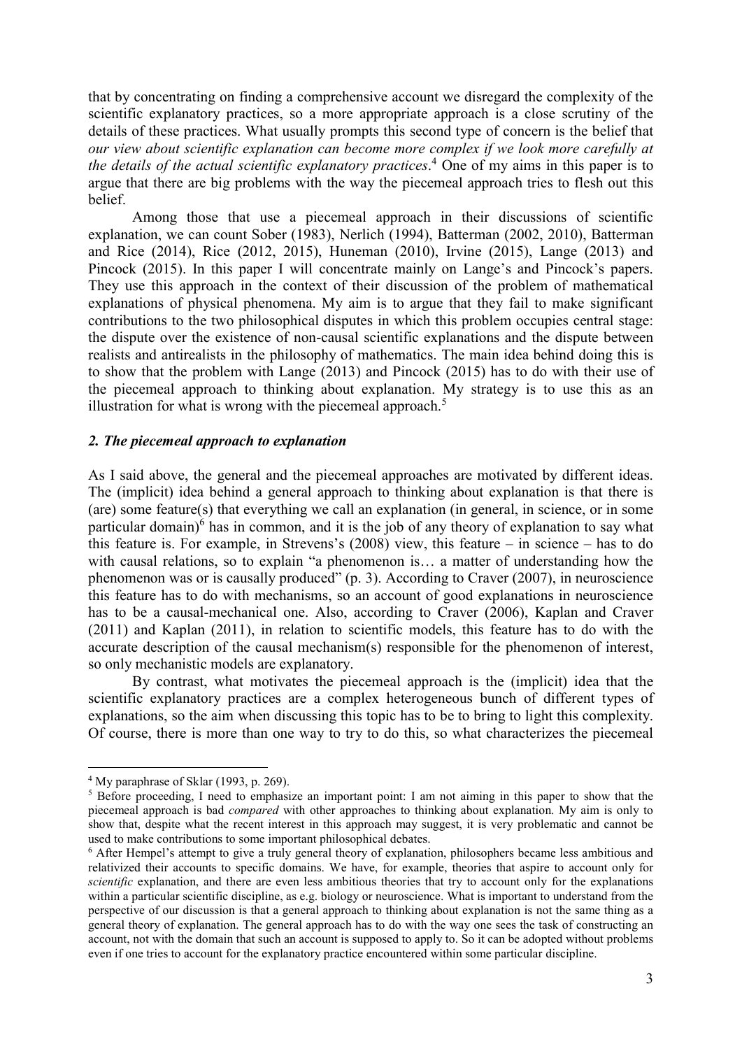that by concentrating on finding a comprehensive account we disregard the complexity of the scientific explanatory practices, so a more appropriate approach is a close scrutiny of the details of these practices. What usually prompts this second type of concern is the belief that *our view about scientific explanation can become more complex if we look more carefully at the details of the actual scientific explanatory practices*.[4] One of my aims in this paper is to argue that there are big problems with the way the piecemeal approach tries to flesh out this belief.

Among those that use a piecemeal approach in their discussions of scientific explanation, we can count Sober (1983), Nerlich (1994), Batterman (2002, 2010), Batterman and Rice (2014), Rice (2012, 2015), Huneman (2010), Irvine (2015), Lange (2013) and Pincock (2015). In this paper I will concentrate mainly on Lange's and Pincock's papers. They use this approach in the context of their discussion of the problem of mathematical explanations of physical phenomena. My aim is to argue that they fail to make significant contributions to the two philosophical disputes in which this problem occupies central stage: the dispute over the existence of non-causal scientific explanations and the dispute between realists and antirealists in the philosophy of mathematics. The main idea behind doing this is to show that the problem with Lange (2013) and Pincock (2015) has to do with their use of the piecemeal approach to thinking about explanation. My strategy is to use this as an illustration for what is wrong with the piecemeal approach.[5]

## *2. The piecemeal approach to explanation*

As I said above, the general and the piecemeal approaches are motivated by different ideas. The (implicit) idea behind a general approach to thinking about explanation is that there is (are) some feature(s) that everything we call an explanation (in general, in science, or in some particular domain)[6] has in common, and it is the job of any theory of explanation to say what this feature is. For example, in Strevens's (2008) view, this feature – in science – has to do with causal relations, so to explain "a phenomenon is… a matter of understanding how the phenomenon was or is causally produced" (p. 3). According to Craver (2007), in neuroscience this feature has to do with mechanisms, so an account of good explanations in neuroscience has to be a causal-mechanical one. Also, according to Craver (2006), Kaplan and Craver (2011) and Kaplan (2011), in relation to scientific models, this feature has to do with the accurate description of the causal mechanism(s) responsible for the phenomenon of interest, so only mechanistic models are explanatory.

By contrast, what motivates the piecemeal approach is the (implicit) idea that the scientific explanatory practices are a complex heterogeneous bunch of different types of explanations, so the aim when discussing this topic has to be to bring to light this complexity. Of course, there is more than one way to try to do this, so what characterizes the piecemeal

---

[4] My paraphrase of Sklar (1993, p. 269).

[5] Before proceeding, I need to emphasize an important point: I am not aiming in this paper to show that the piecemeal approach is bad *compared* with other approaches to thinking about explanation. My aim is only to show that, despite what the recent interest in this approach may suggest, it is very problematic and cannot be used to make contributions to some important philosophical debates.

[6] After Hempel's attempt to give a truly general theory of explanation, philosophers became less ambitious and relativized their accounts to specific domains. We have, for example, theories that aspire to account only for *scientific* explanation, and there are even less ambitious theories that try to account only for the explanations within a particular scientific discipline, as e.g. biology or neuroscience. What is important to understand from the perspective of our discussion is that a general approach to thinking about explanation is not the same thing as a general theory of explanation. The general approach has to do with the way one sees the task of constructing an account, not with the domain that such an account is supposed to apply to. So it can be adopted without problems even if one tries to account for the explanatory practice encountered within some particular discipline.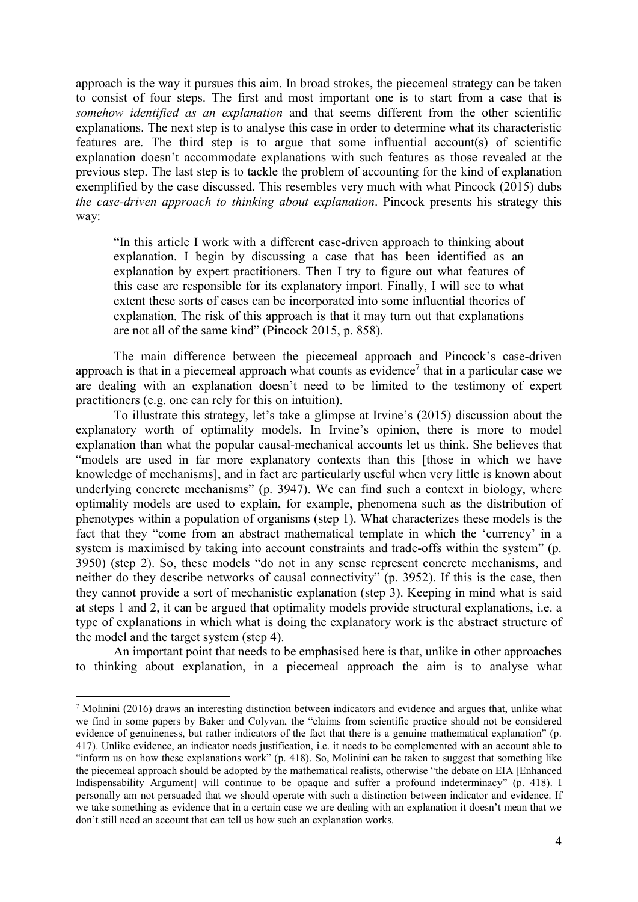approach is the way it pursues this aim. In broad strokes, the piecemeal strategy can be taken to consist of four steps. The first and most important one is to start from a case that is *somehow identified as an explanation* and that seems different from the other scientific explanations. The next step is to analyse this case in order to determine what its characteristic features are. The third step is to argue that some influential account(s) of scientific explanation doesn't accommodate explanations with such features as those revealed at the previous step. The last step is to tackle the problem of accounting for the kind of explanation exemplified by the case discussed. This resembles very much with what Pincock (2015) dubs *the case-driven approach to thinking about explanation*. Pincock presents his strategy this way:

> "In this article I work with a different case-driven approach to thinking about explanation. I begin by discussing a case that has been identified as an explanation by expert practitioners. Then I try to figure out what features of this case are responsible for its explanatory import. Finally, I will see to what extent these sorts of cases can be incorporated into some influential theories of explanation. The risk of this approach is that it may turn out that explanations are not all of the same kind" (Pincock 2015, p. 858).

The main difference between the piecemeal approach and Pincock's case-driven approach is that in a piecemeal approach what counts as evidence[7] that in a particular case we are dealing with an explanation doesn't need to be limited to the testimony of expert practitioners (e.g. one can rely for this on intuition).

To illustrate this strategy, let's take a glimpse at Irvine's (2015) discussion about the explanatory worth of optimality models. In Irvine's opinion, there is more to model explanation than what the popular causal-mechanical accounts let us think. She believes that "models are used in far more explanatory contexts than this [those in which we have knowledge of mechanisms], and in fact are particularly useful when very little is known about underlying concrete mechanisms" (p. 3947). We can find such a context in biology, where optimality models are used to explain, for example, phenomena such as the distribution of phenotypes within a population of organisms (step 1). What characterizes these models is the fact that they "come from an abstract mathematical template in which the 'currency' in a system is maximised by taking into account constraints and trade-offs within the system" (p. 3950) (step 2). So, these models "do not in any sense represent concrete mechanisms, and neither do they describe networks of causal connectivity" (p. 3952). If this is the case, then they cannot provide a sort of mechanistic explanation (step 3). Keeping in mind what is said at steps 1 and 2, it can be argued that optimality models provide structural explanations, i.e. a type of explanations in which what is doing the explanatory work is the abstract structure of the model and the target system (step 4).

An important point that needs to be emphasised here is that, unlike in other approaches to thinking about explanation, in a piecemeal approach the aim is to analyse what

---

[7] Molinini (2016) draws an interesting distinction between indicators and evidence and argues that, unlike what we find in some papers by Baker and Colyvan, the "claims from scientific practice should not be considered evidence of genuineness, but rather indicators of the fact that there is a genuine mathematical explanation" (p. 417). Unlike evidence, an indicator needs justification, i.e. it needs to be complemented with an account able to "inform us on how these explanations work" (p. 418). So, Molinini can be taken to suggest that something like the piecemeal approach should be adopted by the mathematical realists, otherwise "the debate on EIA [Enhanced Indispensability Argument] will continue to be opaque and suffer a profound indeterminacy" (p. 418). I personally am not persuaded that we should operate with such a distinction between indicator and evidence. If we take something as evidence that in a certain case we are dealing with an explanation it doesn't mean that we don't still need an account that can tell us how such an explanation works.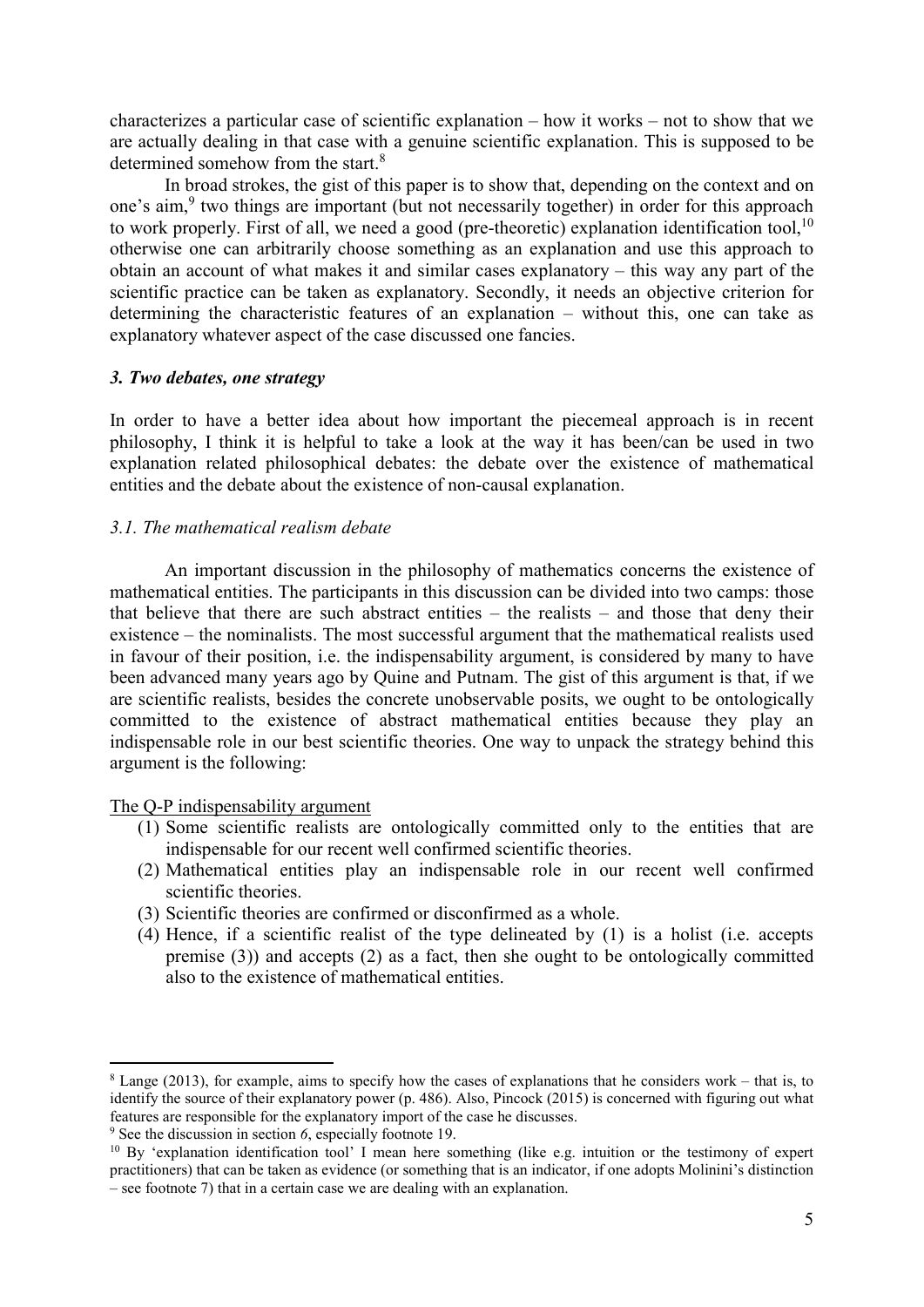characterizes a particular case of scientific explanation – how it works – not to show that we are actually dealing in that case with a genuine scientific explanation. This is supposed to be determined somehow from the start.[8]

In broad strokes, the gist of this paper is to show that, depending on the context and on one's aim,[9] two things are important (but not necessarily together) in order for this approach to work properly. First of all, we need a good (pre-theoretic) explanation identification tool,[10] otherwise one can arbitrarily choose something as an explanation and use this approach to obtain an account of what makes it and similar cases explanatory – this way any part of the scientific practice can be taken as explanatory. Secondly, it needs an objective criterion for determining the characteristic features of an explanation – without this, one can take as explanatory whatever aspect of the case discussed one fancies.

### *3. Two debates, one strategy*

In order to have a better idea about how important the piecemeal approach is in recent philosophy, I think it is helpful to take a look at the way it has been/can be used in two explanation related philosophical debates: the debate over the existence of mathematical entities and the debate about the existence of non-causal explanation.

#### *3.1. The mathematical realism debate*

An important discussion in the philosophy of mathematics concerns the existence of mathematical entities. The participants in this discussion can be divided into two camps: those that believe that there are such abstract entities – the realists – and those that deny their existence – the nominalists. The most successful argument that the mathematical realists used in favour of their position, i.e. the indispensability argument, is considered by many to have been advanced many years ago by Quine and Putnam. The gist of this argument is that, if we are scientific realists, besides the concrete unobservable posits, we ought to be ontologically committed to the existence of abstract mathematical entities because they play an indispensable role in our best scientific theories. One way to unpack the strategy behind this argument is the following:

<u>The Q-P indispensability argument</u>

(1) Some scientific realists are ontologically committed only to the entities that are indispensable for our recent well confirmed scientific theories.
(2) Mathematical entities play an indispensable role in our recent well confirmed scientific theories.
(3) Scientific theories are confirmed or disconfirmed as a whole.
(4) Hence, if a scientific realist of the type delineated by (1) is a holist (i.e. accepts premise (3)) and accepts (2) as a fact, then she ought to be ontologically committed also to the existence of mathematical entities.

---

[8] Lange (2013), for example, aims to specify how the cases of explanations that he considers work – that is, to identify the source of their explanatory power (p. 486). Also, Pincock (2015) is concerned with figuring out what features are responsible for the explanatory import of the case he discusses.

[9] See the discussion in section *6*, especially footnote 19.

[10] By 'explanation identification tool' I mean here something (like e.g. intuition or the testimony of expert practitioners) that can be taken as evidence (or something that is an indicator, if one adopts Molinini's distinction – see footnote 7) that in a certain case we are dealing with an explanation.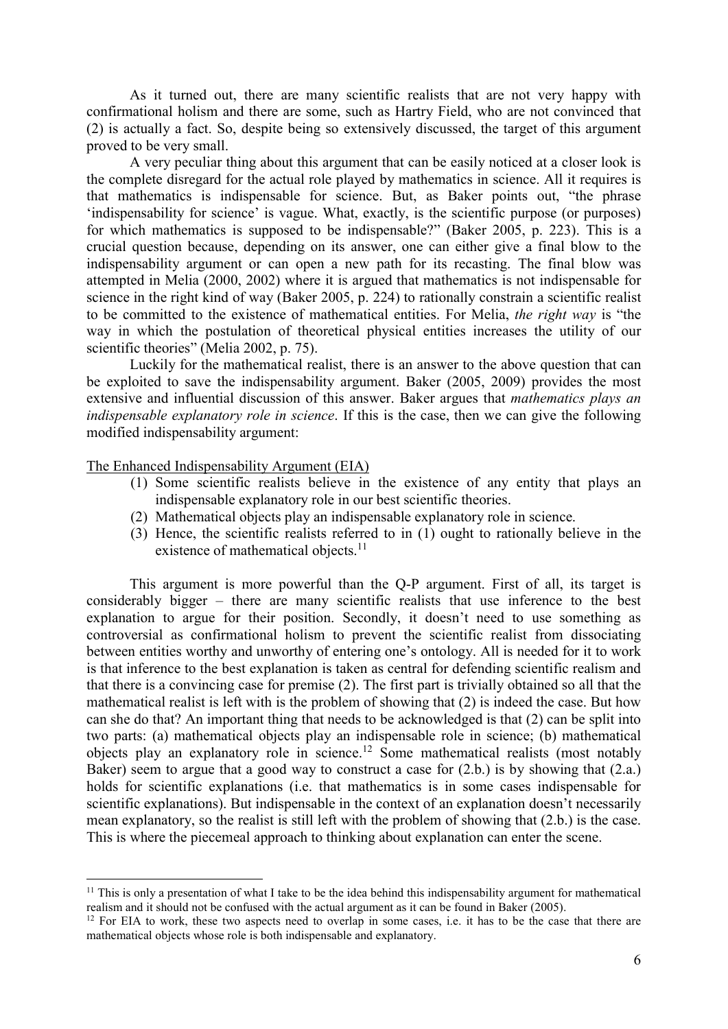As it turned out, there are many scientific realists that are not very happy with confirmational holism and there are some, such as Hartry Field, who are not convinced that (2) is actually a fact. So, despite being so extensively discussed, the target of this argument proved to be very small.

A very peculiar thing about this argument that can be easily noticed at a closer look is the complete disregard for the actual role played by mathematics in science. All it requires is that mathematics is indispensable for science. But, as Baker points out, "the phrase 'indispensability for science' is vague. What, exactly, is the scientific purpose (or purposes) for which mathematics is supposed to be indispensable?" (Baker 2005, p. 223). This is a crucial question because, depending on its answer, one can either give a final blow to the indispensability argument or can open a new path for its recasting. The final blow was attempted in Melia (2000, 2002) where it is argued that mathematics is not indispensable for science in the right kind of way (Baker 2005, p. 224) to rationally constrain a scientific realist to be committed to the existence of mathematical entities. For Melia, *the right way* is "the way in which the postulation of theoretical physical entities increases the utility of our scientific theories" (Melia 2002, p. 75).

Luckily for the mathematical realist, there is an answer to the above question that can be exploited to save the indispensability argument. Baker (2005, 2009) provides the most extensive and influential discussion of this answer. Baker argues that *mathematics plays an indispensable explanatory role in science*. If this is the case, then we can give the following modified indispensability argument:

<u>The Enhanced Indispensability Argument (EIA)</u>

(1) Some scientific realists believe in the existence of any entity that plays an indispensable explanatory role in our best scientific theories.
(2) Mathematical objects play an indispensable explanatory role in science.
(3) Hence, the scientific realists referred to in (1) ought to rationally believe in the existence of mathematical objects.[11]

This argument is more powerful than the Q-P argument. First of all, its target is considerably bigger – there are many scientific realists that use inference to the best explanation to argue for their position. Secondly, it doesn't need to use something as controversial as confirmational holism to prevent the scientific realist from dissociating between entities worthy and unworthy of entering one's ontology. All is needed for it to work is that inference to the best explanation is taken as central for defending scientific realism and that there is a convincing case for premise (2). The first part is trivially obtained so all that the mathematical realist is left with is the problem of showing that (2) is indeed the case. But how can she do that? An important thing that needs to be acknowledged is that (2) can be split into two parts: (a) mathematical objects play an indispensable role in science; (b) mathematical objects play an explanatory role in science.[12] Some mathematical realists (most notably Baker) seem to argue that a good way to construct a case for (2.b.) is by showing that (2.a.) holds for scientific explanations (i.e. that mathematics is in some cases indispensable for scientific explanations). But indispensable in the context of an explanation doesn't necessarily mean explanatory, so the realist is still left with the problem of showing that (2.b.) is the case. This is where the piecemeal approach to thinking about explanation can enter the scene.

---

[11] This is only a presentation of what I take to be the idea behind this indispensability argument for mathematical realism and it should not be confused with the actual argument as it can be found in Baker (2005).

[12] For EIA to work, these two aspects need to overlap in some cases, i.e. it has to be the case that there are mathematical objects whose role is both indispensable and explanatory.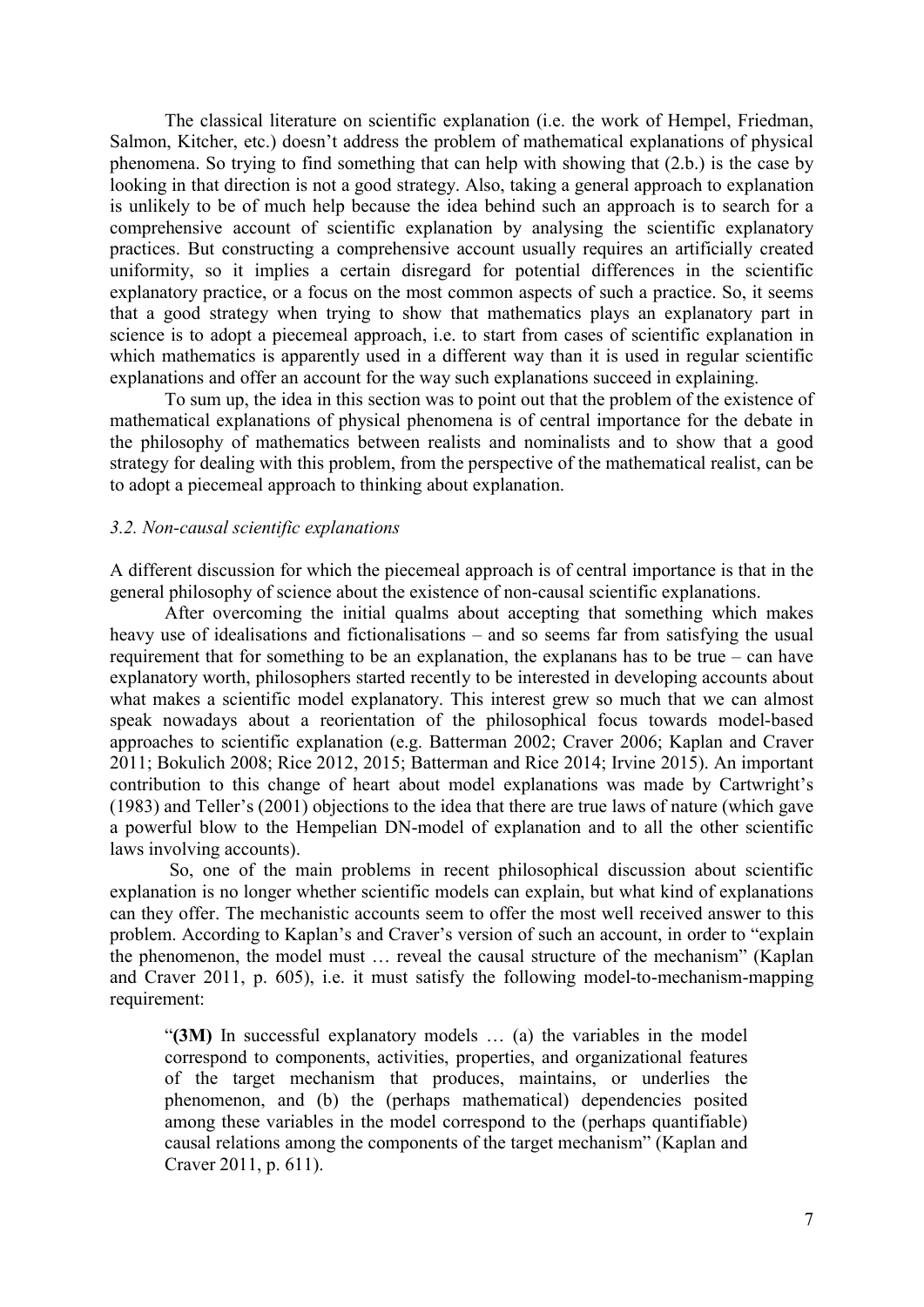The classical literature on scientific explanation (i.e. the work of Hempel, Friedman, Salmon, Kitcher, etc.) doesn't address the problem of mathematical explanations of physical phenomena. So trying to find something that can help with showing that (2.b.) is the case by looking in that direction is not a good strategy. Also, taking a general approach to explanation is unlikely to be of much help because the idea behind such an approach is to search for a comprehensive account of scientific explanation by analysing the scientific explanatory practices. But constructing a comprehensive account usually requires an artificially created uniformity, so it implies a certain disregard for potential differences in the scientific explanatory practice, or a focus on the most common aspects of such a practice. So, it seems that a good strategy when trying to show that mathematics plays an explanatory part in science is to adopt a piecemeal approach, i.e. to start from cases of scientific explanation in which mathematics is apparently used in a different way than it is used in regular scientific explanations and offer an account for the way such explanations succeed in explaining.

To sum up, the idea in this section was to point out that the problem of the existence of mathematical explanations of physical phenomena is of central importance for the debate in the philosophy of mathematics between realists and nominalists and to show that a good strategy for dealing with this problem, from the perspective of the mathematical realist, can be to adopt a piecemeal approach to thinking about explanation.

### *3.2. Non-causal scientific explanations*

A different discussion for which the piecemeal approach is of central importance is that in the general philosophy of science about the existence of non-causal scientific explanations.

After overcoming the initial qualms about accepting that something which makes heavy use of idealisations and fictionalisations – and so seems far from satisfying the usual requirement that for something to be an explanation, the explanans has to be true – can have explanatory worth, philosophers started recently to be interested in developing accounts about what makes a scientific model explanatory. This interest grew so much that we can almost speak nowadays about a reorientation of the philosophical focus towards model-based approaches to scientific explanation (e.g. Batterman 2002; Craver 2006; Kaplan and Craver 2011; Bokulich 2008; Rice 2012, 2015; Batterman and Rice 2014; Irvine 2015). An important contribution to this change of heart about model explanations was made by Cartwright's (1983) and Teller's (2001) objections to the idea that there are true laws of nature (which gave a powerful blow to the Hempelian DN-model of explanation and to all the other scientific laws involving accounts).

So, one of the main problems in recent philosophical discussion about scientific explanation is no longer whether scientific models can explain, but what kind of explanations can they offer. The mechanistic accounts seem to offer the most well received answer to this problem. According to Kaplan's and Craver's version of such an account, in order to "explain the phenomenon, the model must … reveal the causal structure of the mechanism" (Kaplan and Craver 2011, p. 605), i.e. it must satisfy the following model-to-mechanism-mapping requirement:

> "**(3M)** In successful explanatory models … (a) the variables in the model correspond to components, activities, properties, and organizational features of the target mechanism that produces, maintains, or underlies the phenomenon, and (b) the (perhaps mathematical) dependencies posited among these variables in the model correspond to the (perhaps quantifiable) causal relations among the components of the target mechanism" (Kaplan and Craver 2011, p. 611).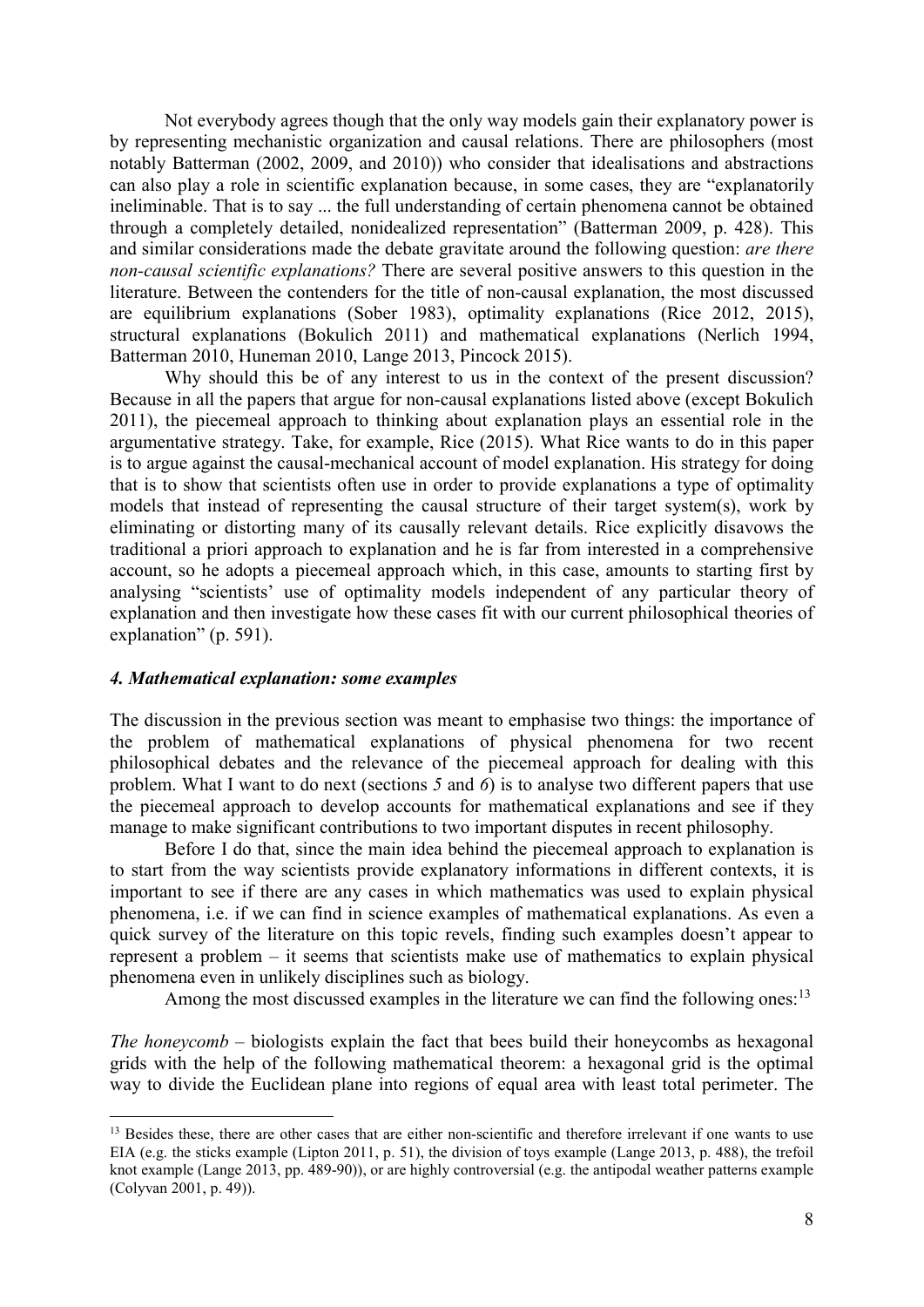Not everybody agrees though that the only way models gain their explanatory power is by representing mechanistic organization and causal relations. There are philosophers (most notably Batterman (2002, 2009, and 2010)) who consider that idealisations and abstractions can also play a role in scientific explanation because, in some cases, they are "explanatorily ineliminable. That is to say ... the full understanding of certain phenomena cannot be obtained through a completely detailed, nonidealized representation" (Batterman 2009, p. 428). This and similar considerations made the debate gravitate around the following question: *are there non-causal scientific explanations?* There are several positive answers to this question in the literature. Between the contenders for the title of non-causal explanation, the most discussed are equilibrium explanations (Sober 1983), optimality explanations (Rice 2012, 2015), structural explanations (Bokulich 2011) and mathematical explanations (Nerlich 1994, Batterman 2010, Huneman 2010, Lange 2013, Pincock 2015).

Why should this be of any interest to us in the context of the present discussion? Because in all the papers that argue for non-causal explanations listed above (except Bokulich 2011), the piecemeal approach to thinking about explanation plays an essential role in the argumentative strategy. Take, for example, Rice (2015). What Rice wants to do in this paper is to argue against the causal-mechanical account of model explanation. His strategy for doing that is to show that scientists often use in order to provide explanations a type of optimality models that instead of representing the causal structure of their target system(s), work by eliminating or distorting many of its causally relevant details. Rice explicitly disavows the traditional a priori approach to explanation and he is far from interested in a comprehensive account, so he adopts a piecemeal approach which, in this case, amounts to starting first by analysing "scientists' use of optimality models independent of any particular theory of explanation and then investigate how these cases fit with our current philosophical theories of explanation" (p. 591).

### *4. Mathematical explanation: some examples*

The discussion in the previous section was meant to emphasise two things: the importance of the problem of mathematical explanations of physical phenomena for two recent philosophical debates and the relevance of the piecemeal approach for dealing with this problem. What I want to do next (sections *5* and *6*) is to analyse two different papers that use the piecemeal approach to develop accounts for mathematical explanations and see if they manage to make significant contributions to two important disputes in recent philosophy.

Before I do that, since the main idea behind the piecemeal approach to explanation is to start from the way scientists provide explanatory informations in different contexts, it is important to see if there are any cases in which mathematics was used to explain physical phenomena, i.e. if we can find in science examples of mathematical explanations. As even a quick survey of the literature on this topic revels, finding such examples doesn't appear to represent a problem – it seems that scientists make use of mathematics to explain physical phenomena even in unlikely disciplines such as biology.

Among the most discussed examples in the literature we can find the following ones:[13]

*The honeycomb* – biologists explain the fact that bees build their honeycombs as hexagonal grids with the help of the following mathematical theorem: a hexagonal grid is the optimal way to divide the Euclidean plane into regions of equal area with least total perimeter. The

[13] Besides these, there are other cases that are either non-scientific and therefore irrelevant if one wants to use EIA (e.g. the sticks example (Lipton 2011, p. 51), the division of toys example (Lange 2013, p. 488), the trefoil knot example (Lange 2013, pp. 489-90)), or are highly controversial (e.g. the antipodal weather patterns example (Colyvan 2001, p. 49)).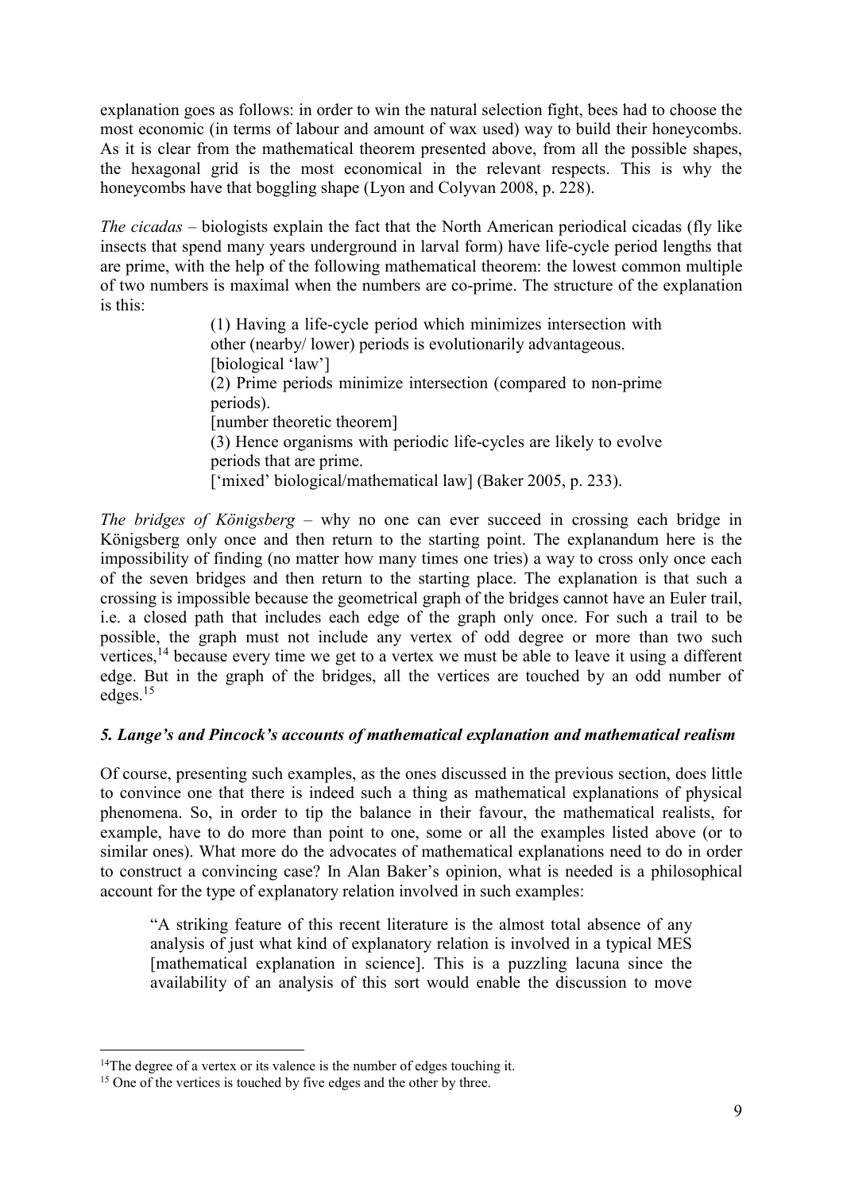explanation goes as follows: in order to win the natural selection fight, bees had to choose the most economic (in terms of labour and amount of wax used) way to build their honeycombs. As it is clear from the mathematical theorem presented above, from all the possible shapes, the hexagonal grid is the most economical in the relevant respects. This is why the honeycombs have that boggling shape (Lyon and Colyvan 2008, p. 228).

*The cicadas* – biologists explain the fact that the North American periodical cicadas (fly like insects that spend many years underground in larval form) have life-cycle period lengths that are prime, with the help of the following mathematical theorem: the lowest common multiple of two numbers is maximal when the numbers are co-prime. The structure of the explanation is this:

> (1) Having a life-cycle period which minimizes intersection with other (nearby/ lower) periods is evolutionarily advantageous.
> [biological 'law']
> (2) Prime periods minimize intersection (compared to non-prime periods).
> [number theoretic theorem]
> (3) Hence organisms with periodic life-cycles are likely to evolve periods that are prime.
> ['mixed' biological/mathematical law] (Baker 2005, p. 233).

*The bridges of Königsberg* – why no one can ever succeed in crossing each bridge in Königsberg only once and then return to the starting point. The explanandum here is the impossibility of finding (no matter how many times one tries) a way to cross only once each of the seven bridges and then return to the starting place. The explanation is that such a crossing is impossible because the geometrical graph of the bridges cannot have an Euler trail, i.e. a closed path that includes each edge of the graph only once. For such a trail to be possible, the graph must not include any vertex of odd degree or more than two such vertices,[14] because every time we get to a vertex we must be able to leave it using a different edge. But in the graph of the bridges, all the vertices are touched by an odd number of edges.[15]

### *5. Lange's and Pincock's accounts of mathematical explanation and mathematical realism*

Of course, presenting such examples, as the ones discussed in the previous section, does little to convince one that there is indeed such a thing as mathematical explanations of physical phenomena. So, in order to tip the balance in their favour, the mathematical realists, for example, have to do more than point to one, some or all the examples listed above (or to similar ones). What more do the advocates of mathematical explanations need to do in order to construct a convincing case? In Alan Baker's opinion, what is needed is a philosophical account for the type of explanatory relation involved in such examples:

> "A striking feature of this recent literature is the almost total absence of any analysis of just what kind of explanatory relation is involved in a typical MES [mathematical explanation in science]. This is a puzzling lacuna since the availability of an analysis of this sort would enable the discussion to move

---

[14] The degree of a vertex or its valence is the number of edges touching it.

[15] One of the vertices is touched by five edges and the other by three.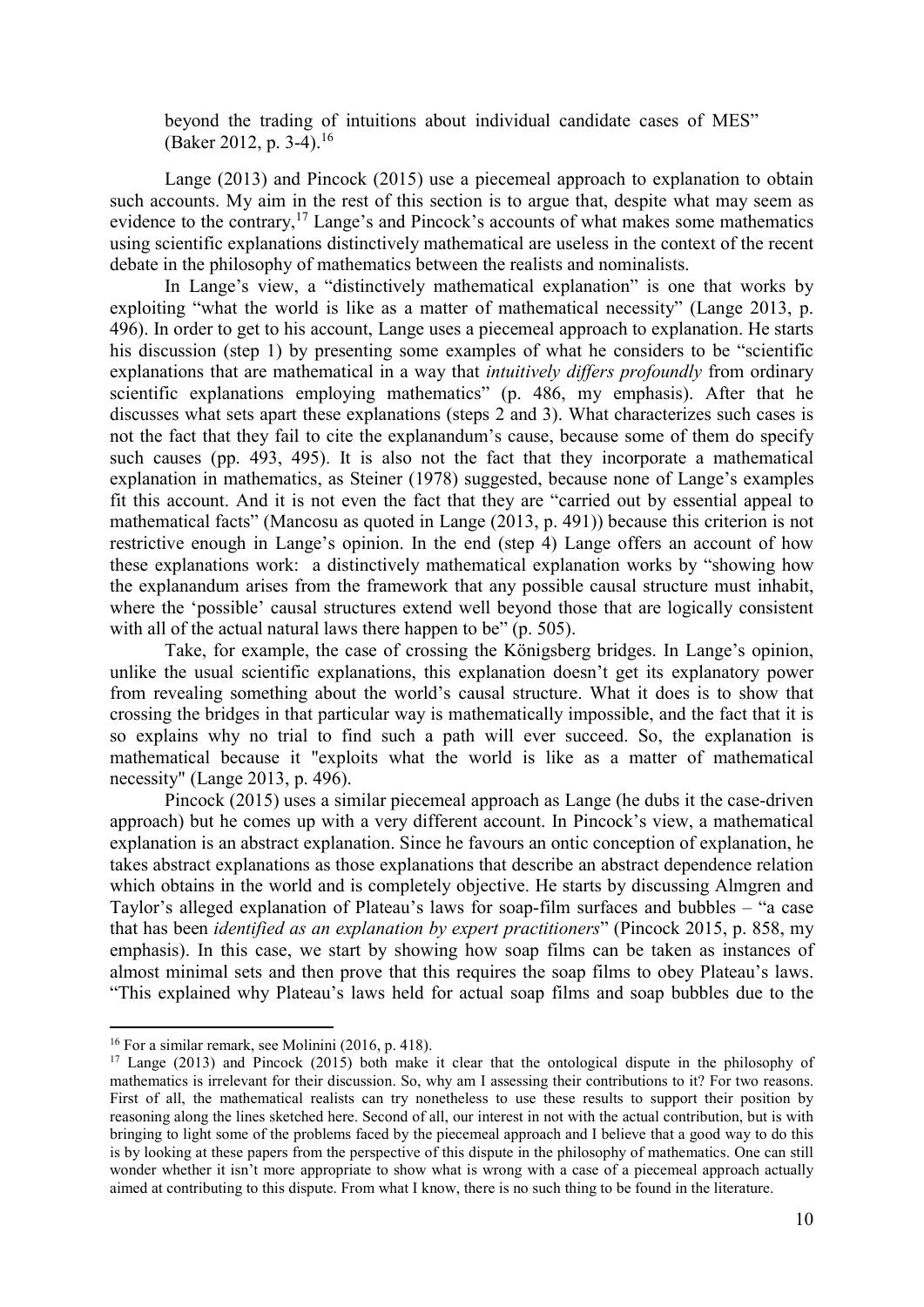beyond the trading of intuitions about individual candidate cases of MES" (Baker 2012, p. 3-4).[16]

Lange (2013) and Pincock (2015) use a piecemeal approach to explanation to obtain such accounts. My aim in the rest of this section is to argue that, despite what may seem as evidence to the contrary,[17] Lange's and Pincock's accounts of what makes some mathematics using scientific explanations distinctively mathematical are useless in the context of the recent debate in the philosophy of mathematics between the realists and nominalists.

In Lange's view, a "distinctively mathematical explanation" is one that works by exploiting "what the world is like as a matter of mathematical necessity" (Lange 2013, p. 496). In order to get to his account, Lange uses a piecemeal approach to explanation. He starts his discussion (step 1) by presenting some examples of what he considers to be "scientific explanations that are mathematical in a way that *intuitively differs profoundly* from ordinary scientific explanations employing mathematics" (p. 486, my emphasis). After that he discusses what sets apart these explanations (steps 2 and 3). What characterizes such cases is not the fact that they fail to cite the explanandum's cause, because some of them do specify such causes (pp. 493, 495). It is also not the fact that they incorporate a mathematical explanation in mathematics, as Steiner (1978) suggested, because none of Lange's examples fit this account. And it is not even the fact that they are "carried out by essential appeal to mathematical facts" (Mancosu as quoted in Lange (2013, p. 491)) because this criterion is not restrictive enough in Lange's opinion. In the end (step 4) Lange offers an account of how these explanations work: a distinctively mathematical explanation works by "showing how the explanandum arises from the framework that any possible causal structure must inhabit, where the 'possible' causal structures extend well beyond those that are logically consistent with all of the actual natural laws there happen to be" (p. 505).

Take, for example, the case of crossing the Königsberg bridges. In Lange's opinion, unlike the usual scientific explanations, this explanation doesn't get its explanatory power from revealing something about the world's causal structure. What it does is to show that crossing the bridges in that particular way is mathematically impossible, and the fact that it is so explains why no trial to find such a path will ever succeed. So, the explanation is mathematical because it "exploits what the world is like as a matter of mathematical necessity" (Lange 2013, p. 496).

Pincock (2015) uses a similar piecemeal approach as Lange (he dubs it the case-driven approach) but he comes up with a very different account. In Pincock's view, a mathematical explanation is an abstract explanation. Since he favours an ontic conception of explanation, he takes abstract explanations as those explanations that describe an abstract dependence relation which obtains in the world and is completely objective. He starts by discussing Almgren and Taylor's alleged explanation of Plateau's laws for soap-film surfaces and bubbles – "a case that has been *identified as an explanation by expert practitioners*" (Pincock 2015, p. 858, my emphasis). In this case, we start by showing how soap films can be taken as instances of almost minimal sets and then prove that this requires the soap films to obey Plateau's laws. "This explained why Plateau's laws held for actual soap films and soap bubbles due to the

---

[16] For a similar remark, see Molinini (2016, p. 418).

[17] Lange (2013) and Pincock (2015) both make it clear that the ontological dispute in the philosophy of mathematics is irrelevant for their discussion. So, why am I assessing their contributions to it? For two reasons. First of all, the mathematical realists can try nonetheless to use these results to support their position by reasoning along the lines sketched here. Second of all, our interest in not with the actual contribution, but is with bringing to light some of the problems faced by the piecemeal approach and I believe that a good way to do this is by looking at these papers from the perspective of this dispute in the philosophy of mathematics. One can still wonder whether it isn't more appropriate to show what is wrong with a case of a piecemeal approach actually aimed at contributing to this dispute. From what I know, there is no such thing to be found in the literature.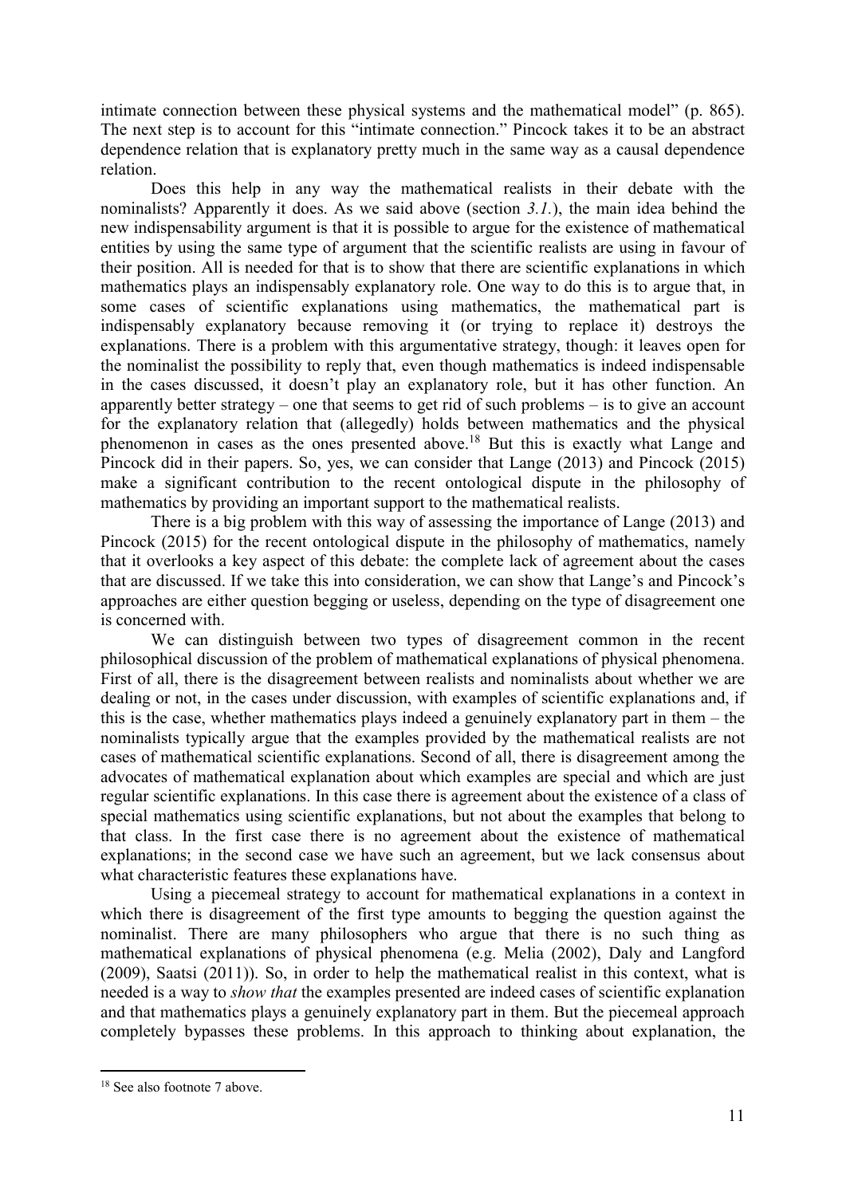intimate connection between these physical systems and the mathematical model" (p. 865). The next step is to account for this "intimate connection." Pincock takes it to be an abstract dependence relation that is explanatory pretty much in the same way as a causal dependence relation.

Does this help in any way the mathematical realists in their debate with the nominalists? Apparently it does. As we said above (section *3.1.*), the main idea behind the new indispensability argument is that it is possible to argue for the existence of mathematical entities by using the same type of argument that the scientific realists are using in favour of their position. All is needed for that is to show that there are scientific explanations in which mathematics plays an indispensably explanatory role. One way to do this is to argue that, in some cases of scientific explanations using mathematics, the mathematical part is indispensably explanatory because removing it (or trying to replace it) destroys the explanations. There is a problem with this argumentative strategy, though: it leaves open for the nominalist the possibility to reply that, even though mathematics is indeed indispensable in the cases discussed, it doesn't play an explanatory role, but it has other function. An apparently better strategy – one that seems to get rid of such problems – is to give an account for the explanatory relation that (allegedly) holds between mathematics and the physical phenomenon in cases as the ones presented above.[18] But this is exactly what Lange and Pincock did in their papers. So, yes, we can consider that Lange (2013) and Pincock (2015) make a significant contribution to the recent ontological dispute in the philosophy of mathematics by providing an important support to the mathematical realists.

There is a big problem with this way of assessing the importance of Lange (2013) and Pincock (2015) for the recent ontological dispute in the philosophy of mathematics, namely that it overlooks a key aspect of this debate: the complete lack of agreement about the cases that are discussed. If we take this into consideration, we can show that Lange's and Pincock's approaches are either question begging or useless, depending on the type of disagreement one is concerned with.

We can distinguish between two types of disagreement common in the recent philosophical discussion of the problem of mathematical explanations of physical phenomena. First of all, there is the disagreement between realists and nominalists about whether we are dealing or not, in the cases under discussion, with examples of scientific explanations and, if this is the case, whether mathematics plays indeed a genuinely explanatory part in them – the nominalists typically argue that the examples provided by the mathematical realists are not cases of mathematical scientific explanations. Second of all, there is disagreement among the advocates of mathematical explanation about which examples are special and which are just regular scientific explanations. In this case there is agreement about the existence of a class of special mathematics using scientific explanations, but not about the examples that belong to that class. In the first case there is no agreement about the existence of mathematical explanations; in the second case we have such an agreement, but we lack consensus about what characteristic features these explanations have.

Using a piecemeal strategy to account for mathematical explanations in a context in which there is disagreement of the first type amounts to begging the question against the nominalist. There are many philosophers who argue that there is no such thing as mathematical explanations of physical phenomena (e.g. Melia (2002), Daly and Langford (2009), Saatsi (2011)). So, in order to help the mathematical realist in this context, what is needed is a way to *show that* the examples presented are indeed cases of scientific explanation and that mathematics plays a genuinely explanatory part in them. But the piecemeal approach completely bypasses these problems. In this approach to thinking about explanation, the

[18] See also footnote 7 above.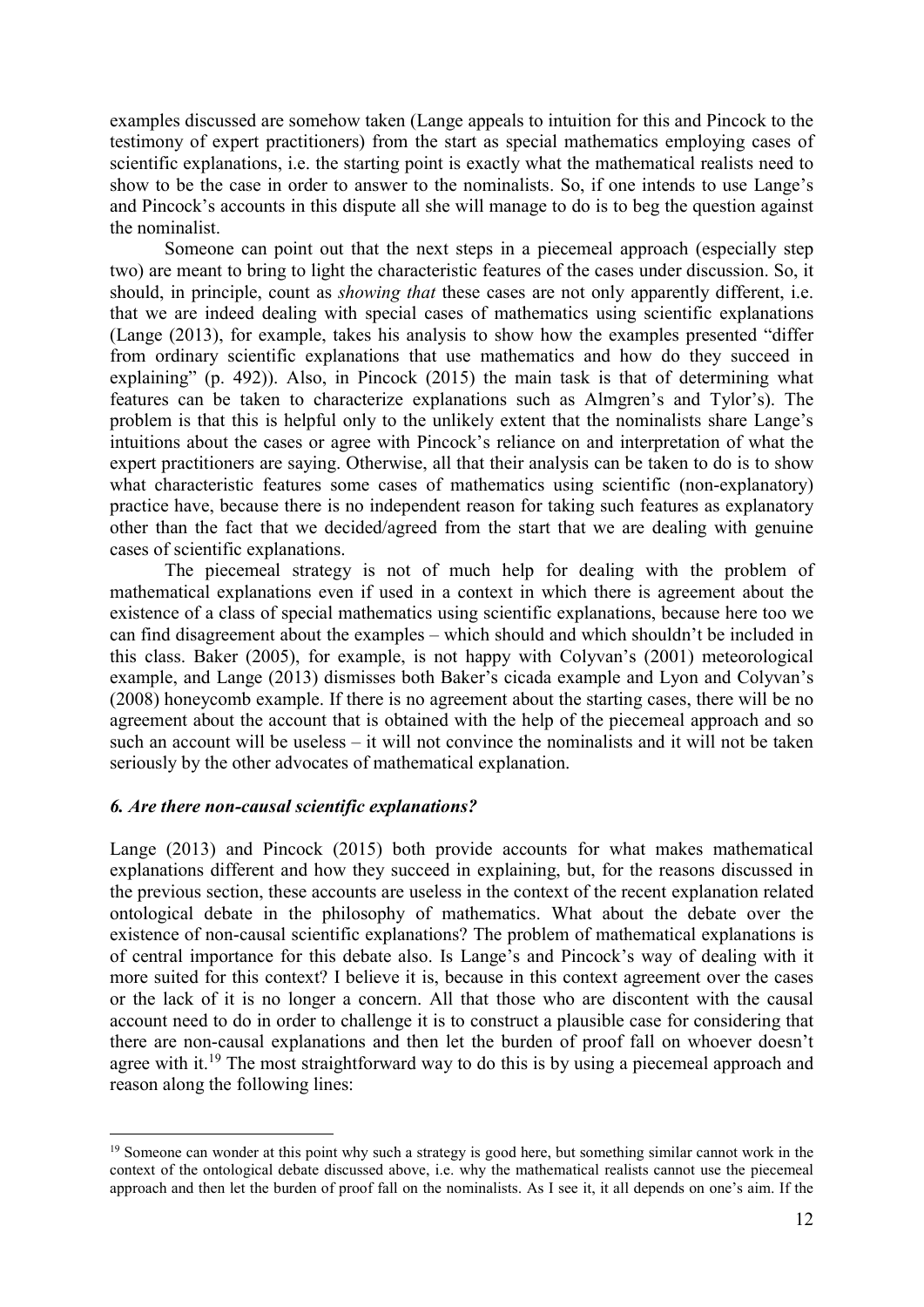examples discussed are somehow taken (Lange appeals to intuition for this and Pincock to the testimony of expert practitioners) from the start as special mathematics employing cases of scientific explanations, i.e. the starting point is exactly what the mathematical realists need to show to be the case in order to answer to the nominalists. So, if one intends to use Lange's and Pincock's accounts in this dispute all she will manage to do is to beg the question against the nominalist.

Someone can point out that the next steps in a piecemeal approach (especially step two) are meant to bring to light the characteristic features of the cases under discussion. So, it should, in principle, count as *showing that* these cases are not only apparently different, i.e. that we are indeed dealing with special cases of mathematics using scientific explanations (Lange (2013), for example, takes his analysis to show how the examples presented "differ from ordinary scientific explanations that use mathematics and how do they succeed in explaining" (p. 492)). Also, in Pincock (2015) the main task is that of determining what features can be taken to characterize explanations such as Almgren's and Tylor's). The problem is that this is helpful only to the unlikely extent that the nominalists share Lange's intuitions about the cases or agree with Pincock's reliance on and interpretation of what the expert practitioners are saying. Otherwise, all that their analysis can be taken to do is to show what characteristic features some cases of mathematics using scientific (non-explanatory) practice have, because there is no independent reason for taking such features as explanatory other than the fact that we decided/agreed from the start that we are dealing with genuine cases of scientific explanations.

The piecemeal strategy is not of much help for dealing with the problem of mathematical explanations even if used in a context in which there is agreement about the existence of a class of special mathematics using scientific explanations, because here too we can find disagreement about the examples – which should and which shouldn't be included in this class. Baker (2005), for example, is not happy with Colyvan's (2001) meteorological example, and Lange (2013) dismisses both Baker's cicada example and Lyon and Colyvan's (2008) honeycomb example. If there is no agreement about the starting cases, there will be no agreement about the account that is obtained with the help of the piecemeal approach and so such an account will be useless – it will not convince the nominalists and it will not be taken seriously by the other advocates of mathematical explanation.

### *6. Are there non-causal scientific explanations?*

Lange (2013) and Pincock (2015) both provide accounts for what makes mathematical explanations different and how they succeed in explaining, but, for the reasons discussed in the previous section, these accounts are useless in the context of the recent explanation related ontological debate in the philosophy of mathematics. What about the debate over the existence of non-causal scientific explanations? The problem of mathematical explanations is of central importance for this debate also. Is Lange's and Pincock's way of dealing with it more suited for this context? I believe it is, because in this context agreement over the cases or the lack of it is no longer a concern. All that those who are discontent with the causal account need to do in order to challenge it is to construct a plausible case for considering that there are non-causal explanations and then let the burden of proof fall on whoever doesn't agree with it.[19] The most straightforward way to do this is by using a piecemeal approach and reason along the following lines:

---

[19] Someone can wonder at this point why such a strategy is good here, but something similar cannot work in the context of the ontological debate discussed above, i.e. why the mathematical realists cannot use the piecemeal approach and then let the burden of proof fall on the nominalists. As I see it, it all depends on one's aim. If the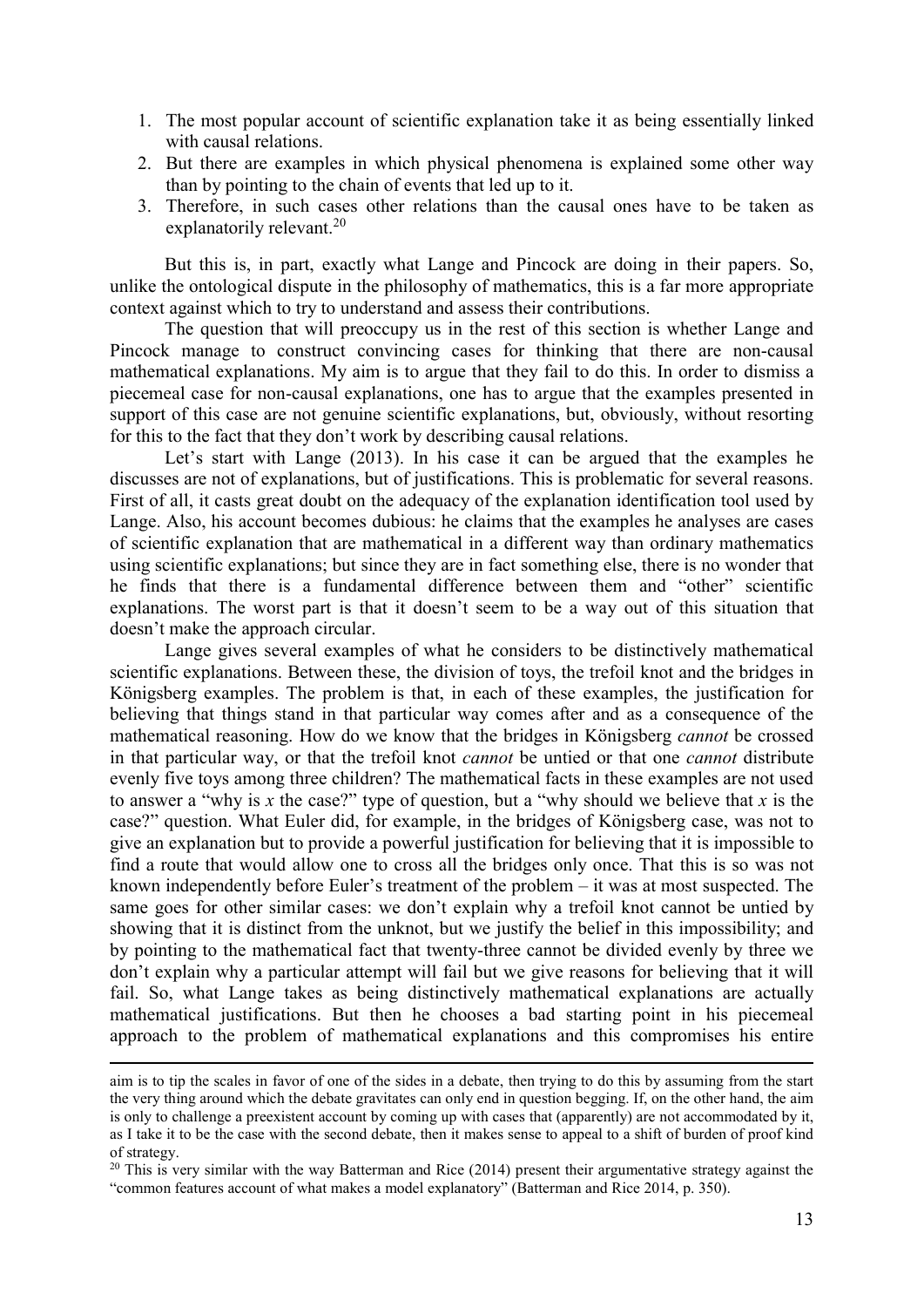1. The most popular account of scientific explanation take it as being essentially linked with causal relations.
2. But there are examples in which physical phenomena is explained some other way than by pointing to the chain of events that led up to it.
3. Therefore, in such cases other relations than the causal ones have to be taken as explanatorily relevant.[20]

But this is, in part, exactly what Lange and Pincock are doing in their papers. So, unlike the ontological dispute in the philosophy of mathematics, this is a far more appropriate context against which to try to understand and assess their contributions.

The question that will preoccupy us in the rest of this section is whether Lange and Pincock manage to construct convincing cases for thinking that there are non-causal mathematical explanations. My aim is to argue that they fail to do this. In order to dismiss a piecemeal case for non-causal explanations, one has to argue that the examples presented in support of this case are not genuine scientific explanations, but, obviously, without resorting for this to the fact that they don't work by describing causal relations.

Let's start with Lange (2013). In his case it can be argued that the examples he discusses are not of explanations, but of justifications. This is problematic for several reasons. First of all, it casts great doubt on the adequacy of the explanation identification tool used by Lange. Also, his account becomes dubious: he claims that the examples he analyses are cases of scientific explanation that are mathematical in a different way than ordinary mathematics using scientific explanations; but since they are in fact something else, there is no wonder that he finds that there is a fundamental difference between them and "other" scientific explanations. The worst part is that it doesn't seem to be a way out of this situation that doesn't make the approach circular.

Lange gives several examples of what he considers to be distinctively mathematical scientific explanations. Between these, the division of toys, the trefoil knot and the bridges in Königsberg examples. The problem is that, in each of these examples, the justification for believing that things stand in that particular way comes after and as a consequence of the mathematical reasoning. How do we know that the bridges in Königsberg *cannot* be crossed in that particular way, or that the trefoil knot *cannot* be untied or that one *cannot* distribute evenly five toys among three children? The mathematical facts in these examples are not used to answer a "why is *x* the case?" type of question, but a "why should we believe that *x* is the case?" question. What Euler did, for example, in the bridges of Königsberg case, was not to give an explanation but to provide a powerful justification for believing that it is impossible to find a route that would allow one to cross all the bridges only once. That this is so was not known independently before Euler's treatment of the problem – it was at most suspected. The same goes for other similar cases: we don't explain why a trefoil knot cannot be untied by showing that it is distinct from the unknot, but we justify the belief in this impossibility; and by pointing to the mathematical fact that twenty-three cannot be divided evenly by three we don't explain why a particular attempt will fail but we give reasons for believing that it will fail. So, what Lange takes as being distinctively mathematical explanations are actually mathematical justifications. But then he chooses a bad starting point in his piecemeal approach to the problem of mathematical explanations and this compromises his entire

---

aim is to tip the scales in favor of one of the sides in a debate, then trying to do this by assuming from the start the very thing around which the debate gravitates can only end in question begging. If, on the other hand, the aim is only to challenge a preexistent account by coming up with cases that (apparently) are not accommodated by it, as I take it to be the case with the second debate, then it makes sense to appeal to a shift of burden of proof kind of strategy.

[20] This is very similar with the way Batterman and Rice (2014) present their argumentative strategy against the "common features account of what makes a model explanatory" (Batterman and Rice 2014, p. 350).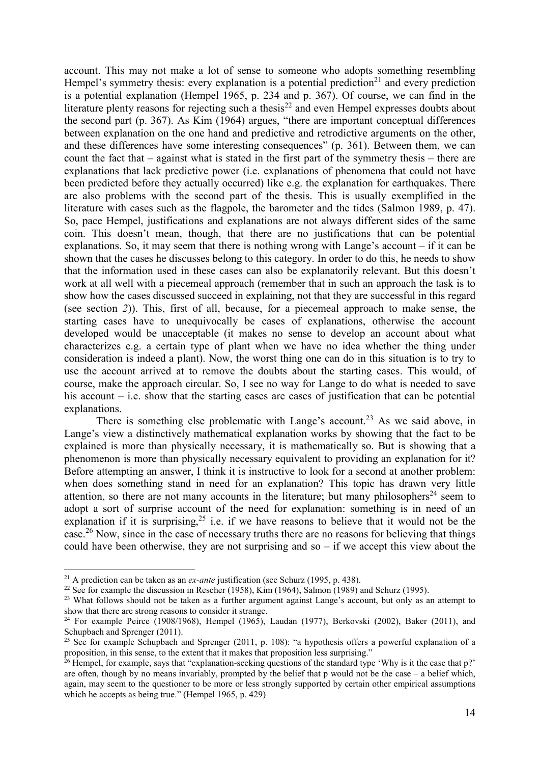account. This may not make a lot of sense to someone who adopts something resembling Hempel's symmetry thesis: every explanation is a potential prediction[21] and every prediction is a potential explanation (Hempel 1965, p. 234 and p. 367). Of course, we can find in the literature plenty reasons for rejecting such a thesis[22] and even Hempel expresses doubts about the second part (p. 367). As Kim (1964) argues, "there are important conceptual differences between explanation on the one hand and predictive and retrodictive arguments on the other, and these differences have some interesting consequences" (p. 361). Between them, we can count the fact that – against what is stated in the first part of the symmetry thesis – there are explanations that lack predictive power (i.e. explanations of phenomena that could not have been predicted before they actually occurred) like e.g. the explanation for earthquakes. There are also problems with the second part of the thesis. This is usually exemplified in the literature with cases such as the flagpole, the barometer and the tides (Salmon 1989, p. 47). So, pace Hempel, justifications and explanations are not always different sides of the same coin. This doesn't mean, though, that there are no justifications that can be potential explanations. So, it may seem that there is nothing wrong with Lange's account – if it can be shown that the cases he discusses belong to this category. In order to do this, he needs to show that the information used in these cases can also be explanatorily relevant. But this doesn't work at all well with a piecemeal approach (remember that in such an approach the task is to show how the cases discussed succeed in explaining, not that they are successful in this regard (see section *2*)). This, first of all, because, for a piecemeal approach to make sense, the starting cases have to unequivocally be cases of explanations, otherwise the account developed would be unacceptable (it makes no sense to develop an account about what characterizes e.g. a certain type of plant when we have no idea whether the thing under consideration is indeed a plant). Now, the worst thing one can do in this situation is to try to use the account arrived at to remove the doubts about the starting cases. This would, of course, make the approach circular. So, I see no way for Lange to do what is needed to save his account – i.e. show that the starting cases are cases of justification that can be potential explanations.

There is something else problematic with Lange's account.[23] As we said above, in Lange's view a distinctively mathematical explanation works by showing that the fact to be explained is more than physically necessary, it is mathematically so. But is showing that a phenomenon is more than physically necessary equivalent to providing an explanation for it? Before attempting an answer, I think it is instructive to look for a second at another problem: when does something stand in need for an explanation? This topic has drawn very little attention, so there are not many accounts in the literature; but many philosophers[24] seem to adopt a sort of surprise account of the need for explanation: something is in need of an explanation if it is surprising,[25] i.e. if we have reasons to believe that it would not be the case.[26] Now, since in the case of necessary truths there are no reasons for believing that things could have been otherwise, they are not surprising and so – if we accept this view about the

---

[21] A prediction can be taken as an *ex-ante* justification (see Schurz (1995, p. 438).

[22] See for example the discussion in Rescher (1958), Kim (1964), Salmon (1989) and Schurz (1995).

[23] What follows should not be taken as a further argument against Lange's account, but only as an attempt to show that there are strong reasons to consider it strange.

[24] For example Peirce (1908/1968), Hempel (1965), Laudan (1977), Berkovski (2002), Baker (2011), and Schupbach and Sprenger (2011).

[25] See for example Schupbach and Sprenger (2011, p. 108): "a hypothesis offers a powerful explanation of a proposition, in this sense, to the extent that it makes that proposition less surprising."

[26] Hempel, for example, says that "explanation-seeking questions of the standard type 'Why is it the case that p?' are often, though by no means invariably, prompted by the belief that p would not be the case – a belief which, again, may seem to the questioner to be more or less strongly supported by certain other empirical assumptions which he accepts as being true." (Hempel 1965, p. 429)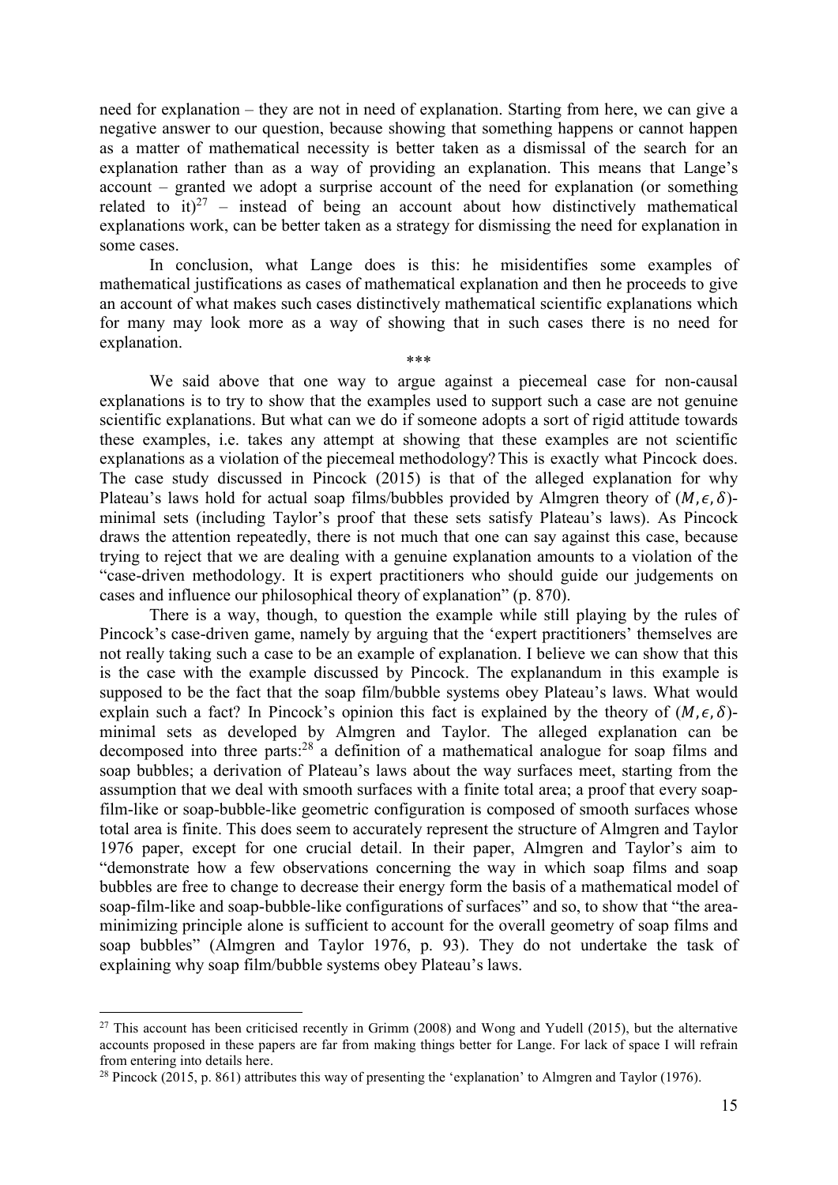need for explanation – they are not in need of explanation. Starting from here, we can give a negative answer to our question, because showing that something happens or cannot happen as a matter of mathematical necessity is better taken as a dismissal of the search for an explanation rather than as a way of providing an explanation. This means that Lange's account – granted we adopt a surprise account of the need for explanation (or something related to it)[27] – instead of being an account about how distinctively mathematical explanations work, can be better taken as a strategy for dismissing the need for explanation in some cases.

In conclusion, what Lange does is this: he misidentifies some examples of mathematical justifications as cases of mathematical explanation and then he proceeds to give an account of what makes such cases distinctively mathematical scientific explanations which for many may look more as a way of showing that in such cases there is no need for explanation.

***

We said above that one way to argue against a piecemeal case for non-causal explanations is to try to show that the examples used to support such a case are not genuine scientific explanations. But what can we do if someone adopts a sort of rigid attitude towards these examples, i.e. takes any attempt at showing that these examples are not scientific explanations as a violation of the piecemeal methodology? This is exactly what Pincock does. The case study discussed in Pincock (2015) is that of the alleged explanation for why Plateau's laws hold for actual soap films/bubbles provided by Almgren theory of $(M, \epsilon, \delta)$-minimal sets (including Taylor's proof that these sets satisfy Plateau's laws). As Pincock draws the attention repeatedly, there is not much that one can say against this case, because trying to reject that we are dealing with a genuine explanation amounts to a violation of the "case-driven methodology. It is expert practitioners who should guide our judgements on cases and influence our philosophical theory of explanation" (p. 870).

There is a way, though, to question the example while still playing by the rules of Pincock's case-driven game, namely by arguing that the 'expert practitioners' themselves are not really taking such a case to be an example of explanation. I believe we can show that this is the case with the example discussed by Pincock. The explanandum in this example is supposed to be the fact that the soap film/bubble systems obey Plateau's laws. What would explain such a fact? In Pincock's opinion this fact is explained by the theory of $(M, \epsilon, \delta)$-minimal sets as developed by Almgren and Taylor. The alleged explanation can be decomposed into three parts:[28] a definition of a mathematical analogue for soap films and soap bubbles; a derivation of Plateau's laws about the way surfaces meet, starting from the assumption that we deal with smooth surfaces with a finite total area; a proof that every soap-film-like or soap-bubble-like geometric configuration is composed of smooth surfaces whose total area is finite. This does seem to accurately represent the structure of Almgren and Taylor 1976 paper, except for one crucial detail. In their paper, Almgren and Taylor's aim to "demonstrate how a few observations concerning the way in which soap films and soap bubbles are free to change to decrease their energy form the basis of a mathematical model of soap-film-like and soap-bubble-like configurations of surfaces" and so, to show that "the area-minimizing principle alone is sufficient to account for the overall geometry of soap films and soap bubbles" (Almgren and Taylor 1976, p. 93). They do not undertake the task of explaining why soap film/bubble systems obey Plateau's laws.

[27] This account has been criticised recently in Grimm (2008) and Wong and Yudell (2015), but the alternative accounts proposed in these papers are far from making things better for Lange. For lack of space I will refrain from entering into details here.

[28] Pincock (2015, p. 861) attributes this way of presenting the 'explanation' to Almgren and Taylor (1976).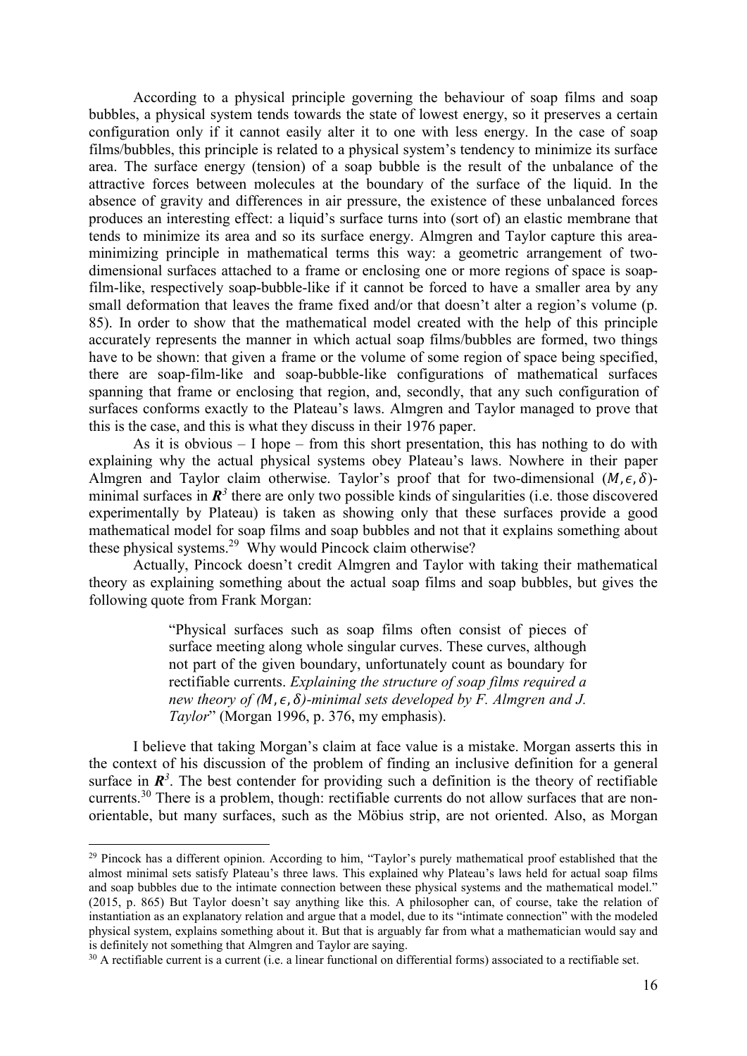According to a physical principle governing the behaviour of soap films and soap bubbles, a physical system tends towards the state of lowest energy, so it preserves a certain configuration only if it cannot easily alter it to one with less energy. In the case of soap films/bubbles, this principle is related to a physical system's tendency to minimize its surface area. The surface energy (tension) of a soap bubble is the result of the unbalance of the attractive forces between molecules at the boundary of the surface of the liquid. In the absence of gravity and differences in air pressure, the existence of these unbalanced forces produces an interesting effect: a liquid's surface turns into (sort of) an elastic membrane that tends to minimize its area and so its surface energy. Almgren and Taylor capture this area-minimizing principle in mathematical terms this way: a geometric arrangement of two-dimensional surfaces attached to a frame or enclosing one or more regions of space is soap-film-like, respectively soap-bubble-like if it cannot be forced to have a smaller area by any small deformation that leaves the frame fixed and/or that doesn't alter a region's volume (p. 85). In order to show that the mathematical model created with the help of this principle accurately represents the manner in which actual soap films/bubbles are formed, two things have to be shown: that given a frame or the volume of some region of space being specified, there are soap-film-like and soap-bubble-like configurations of mathematical surfaces spanning that frame or enclosing that region, and, secondly, that any such configuration of surfaces conforms exactly to the Plateau's laws. Almgren and Taylor managed to prove that this is the case, and this is what they discuss in their 1976 paper.

As it is obvious – I hope – from this short presentation, this has nothing to do with explaining why the actual physical systems obey Plateau's laws. Nowhere in their paper Almgren and Taylor claim otherwise. Taylor's proof that for two-dimensional $(M, \epsilon, \delta)$-minimal surfaces in $\boldsymbol{R}^3$ there are only two possible kinds of singularities (i.e. those discovered experimentally by Plateau) is taken as showing only that these surfaces provide a good mathematical model for soap films and soap bubbles and not that it explains something about these physical systems.[29] Why would Pincock claim otherwise?

Actually, Pincock doesn't credit Almgren and Taylor with taking their mathematical theory as explaining something about the actual soap films and soap bubbles, but gives the following quote from Frank Morgan:

> "Physical surfaces such as soap films often consist of pieces of surface meeting along whole singular curves. These curves, although not part of the given boundary, unfortunately count as boundary for rectifiable currents. *Explaining the structure of soap films required a new theory of $(M, \epsilon, \delta)$-minimal sets developed by F. Almgren and J. Taylor*" (Morgan 1996, p. 376, my emphasis).

I believe that taking Morgan's claim at face value is a mistake. Morgan asserts this in the context of his discussion of the problem of finding an inclusive definition for a general surface in $\boldsymbol{R}^3$. The best contender for providing such a definition is the theory of rectifiable currents.[30] There is a problem, though: rectifiable currents do not allow surfaces that are non-orientable, but many surfaces, such as the Möbius strip, are not oriented. Also, as Morgan

---

[29] Pincock has a different opinion. According to him, "Taylor's purely mathematical proof established that the almost minimal sets satisfy Plateau's three laws. This explained why Plateau's laws held for actual soap films and soap bubbles due to the intimate connection between these physical systems and the mathematical model." (2015, p. 865) But Taylor doesn't say anything like this. A philosopher can, of course, take the relation of instantiation as an explanatory relation and argue that a model, due to its "intimate connection" with the modeled physical system, explains something about it. But that is arguably far from what a mathematician would say and is definitely not something that Almgren and Taylor are saying.

[30] A rectifiable current is a current (i.e. a linear functional on differential forms) associated to a rectifiable set.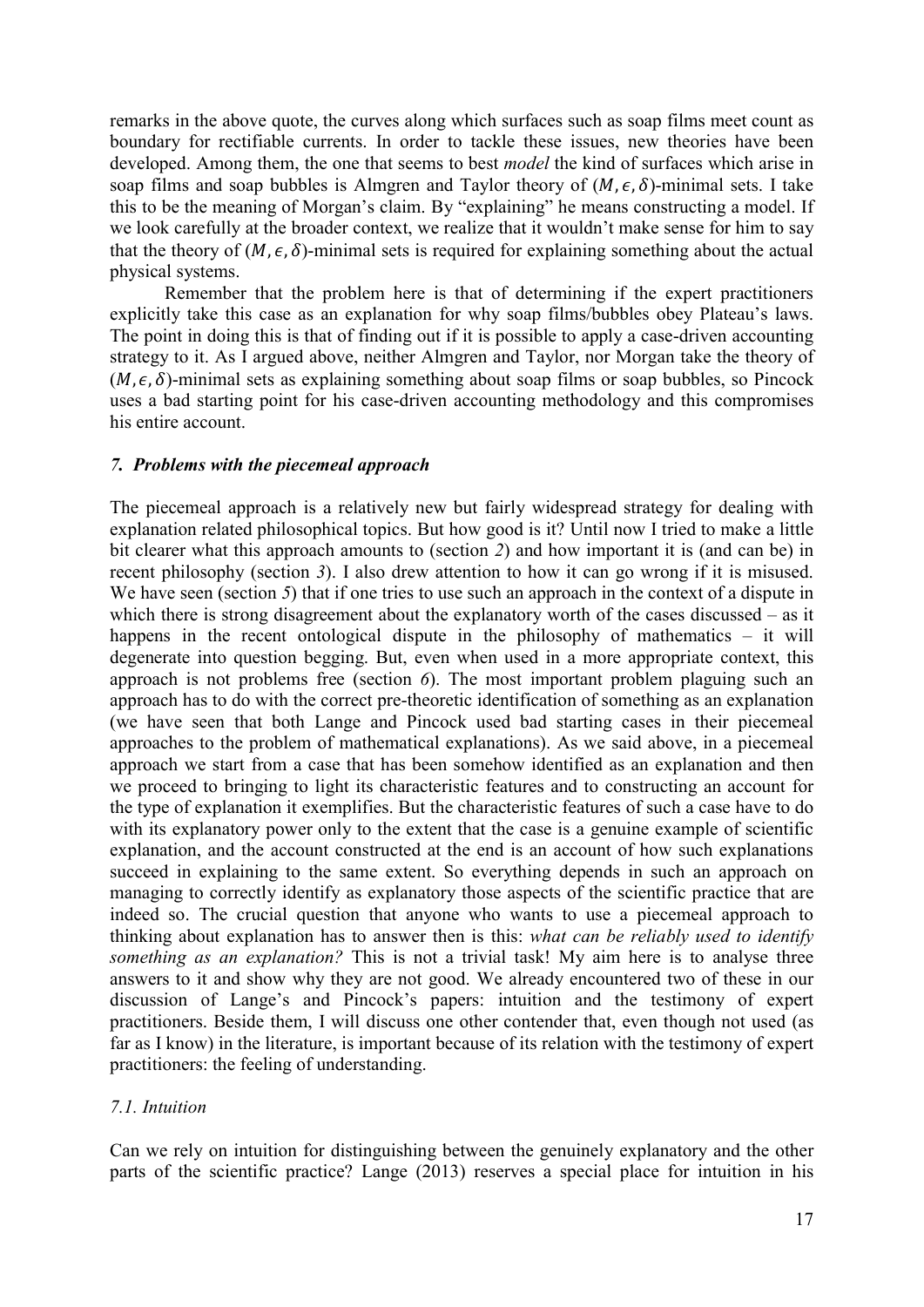remarks in the above quote, the curves along which surfaces such as soap films meet count as boundary for rectifiable currents. In order to tackle these issues, new theories have been developed. Among them, the one that seems to best *model* the kind of surfaces which arise in soap films and soap bubbles is Almgren and Taylor theory of $(M, \epsilon, \delta)$-minimal sets. I take this to be the meaning of Morgan's claim. By "explaining" he means constructing a model. If we look carefully at the broader context, we realize that it wouldn't make sense for him to say that the theory of $(M, \epsilon, \delta)$-minimal sets is required for explaining something about the actual physical systems.

Remember that the problem here is that of determining if the expert practitioners explicitly take this case as an explanation for why soap films/bubbles obey Plateau's laws. The point in doing this is that of finding out if it is possible to apply a case-driven accounting strategy to it. As I argued above, neither Almgren and Taylor, nor Morgan take the theory of $(M, \epsilon, \delta)$-minimal sets as explaining something about soap films or soap bubbles, so Pincock uses a bad starting point for his case-driven accounting methodology and this compromises his entire account.

## *7. Problems with the piecemeal approach*

The piecemeal approach is a relatively new but fairly widespread strategy for dealing with explanation related philosophical topics. But how good is it? Until now I tried to make a little bit clearer what this approach amounts to (section *2*) and how important it is (and can be) in recent philosophy (section *3*). I also drew attention to how it can go wrong if it is misused. We have seen (section *5*) that if one tries to use such an approach in the context of a dispute in which there is strong disagreement about the explanatory worth of the cases discussed – as it happens in the recent ontological dispute in the philosophy of mathematics – it will degenerate into question begging. But, even when used in a more appropriate context, this approach is not problems free (section *6*). The most important problem plaguing such an approach has to do with the correct pre-theoretic identification of something as an explanation (we have seen that both Lange and Pincock used bad starting cases in their piecemeal approaches to the problem of mathematical explanations). As we said above, in a piecemeal approach we start from a case that has been somehow identified as an explanation and then we proceed to bringing to light its characteristic features and to constructing an account for the type of explanation it exemplifies. But the characteristic features of such a case have to do with its explanatory power only to the extent that the case is a genuine example of scientific explanation, and the account constructed at the end is an account of how such explanations succeed in explaining to the same extent. So everything depends in such an approach on managing to correctly identify as explanatory those aspects of the scientific practice that are indeed so. The crucial question that anyone who wants to use a piecemeal approach to thinking about explanation has to answer then is this: *what can be reliably used to identify something as an explanation?* This is not a trivial task! My aim here is to analyse three answers to it and show why they are not good. We already encountered two of these in our discussion of Lange's and Pincock's papers: intuition and the testimony of expert practitioners. Beside them, I will discuss one other contender that, even though not used (as far as I know) in the literature, is important because of its relation with the testimony of expert practitioners: the feeling of understanding.

### *7.1. Intuition*

Can we rely on intuition for distinguishing between the genuinely explanatory and the other parts of the scientific practice? Lange (2013) reserves a special place for intuition in his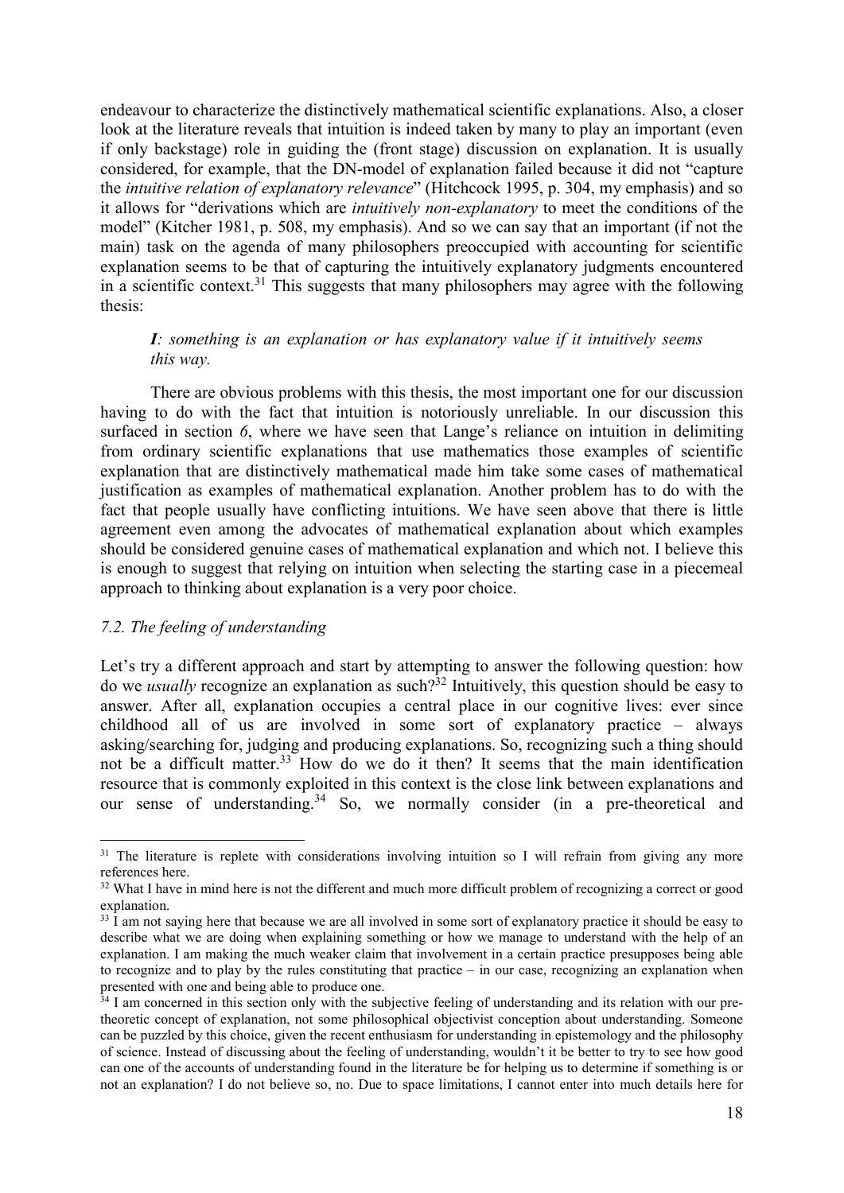endeavour to characterize the distinctively mathematical scientific explanations. Also, a closer look at the literature reveals that intuition is indeed taken by many to play an important (even if only backstage) role in guiding the (front stage) discussion on explanation. It is usually considered, for example, that the DN-model of explanation failed because it did not "capture the *intuitive relation of explanatory relevance*" (Hitchcock 1995, p. 304, my emphasis) and so it allows for "derivations which are *intuitively non-explanatory* to meet the conditions of the model" (Kitcher 1981, p. 508, my emphasis). And so we can say that an important (if not the main) task on the agenda of many philosophers preoccupied with accounting for scientific explanation seems to be that of capturing the intuitively explanatory judgments encountered in a scientific context.[31] This suggests that many philosophers may agree with the following thesis:

> ***I****: something is an explanation or has explanatory value if it intuitively seems this way.*

There are obvious problems with this thesis, the most important one for our discussion having to do with the fact that intuition is notoriously unreliable. In our discussion this surfaced in section *6*, where we have seen that Lange's reliance on intuition in delimiting from ordinary scientific explanations that use mathematics those examples of scientific explanation that are distinctively mathematical made him take some cases of mathematical justification as examples of mathematical explanation. Another problem has to do with the fact that people usually have conflicting intuitions. We have seen above that there is little agreement even among the advocates of mathematical explanation about which examples should be considered genuine cases of mathematical explanation and which not. I believe this is enough to suggest that relying on intuition when selecting the starting case in a piecemeal approach to thinking about explanation is a very poor choice.

### *7.2. The feeling of understanding*

Let's try a different approach and start by attempting to answer the following question: how do we *usually* recognize an explanation as such?[32] Intuitively, this question should be easy to answer. After all, explanation occupies a central place in our cognitive lives: ever since childhood all of us are involved in some sort of explanatory practice – always asking/searching for, judging and producing explanations. So, recognizing such a thing should not be a difficult matter.[33] How do we do it then? It seems that the main identification resource that is commonly exploited in this context is the close link between explanations and our sense of understanding.[34] So, we normally consider (in a pre-theoretical and

---

[31] The literature is replete with considerations involving intuition so I will refrain from giving any more references here.

[32] What I have in mind here is not the different and much more difficult problem of recognizing a correct or good explanation.

[33] I am not saying here that because we are all involved in some sort of explanatory practice it should be easy to describe what we are doing when explaining something or how we manage to understand with the help of an explanation. I am making the much weaker claim that involvement in a certain practice presupposes being able to recognize and to play by the rules constituting that practice – in our case, recognizing an explanation when presented with one and being able to produce one.

[34] I am concerned in this section only with the subjective feeling of understanding and its relation with our pre-theoretic concept of explanation, not some philosophical objectivist conception about understanding. Someone can be puzzled by this choice, given the recent enthusiasm for understanding in epistemology and the philosophy of science. Instead of discussing about the feeling of understanding, wouldn't it be better to try to see how good can one of the accounts of understanding found in the literature be for helping us to determine if something is or not an explanation? I do not believe so, no. Due to space limitations, I cannot enter into much details here for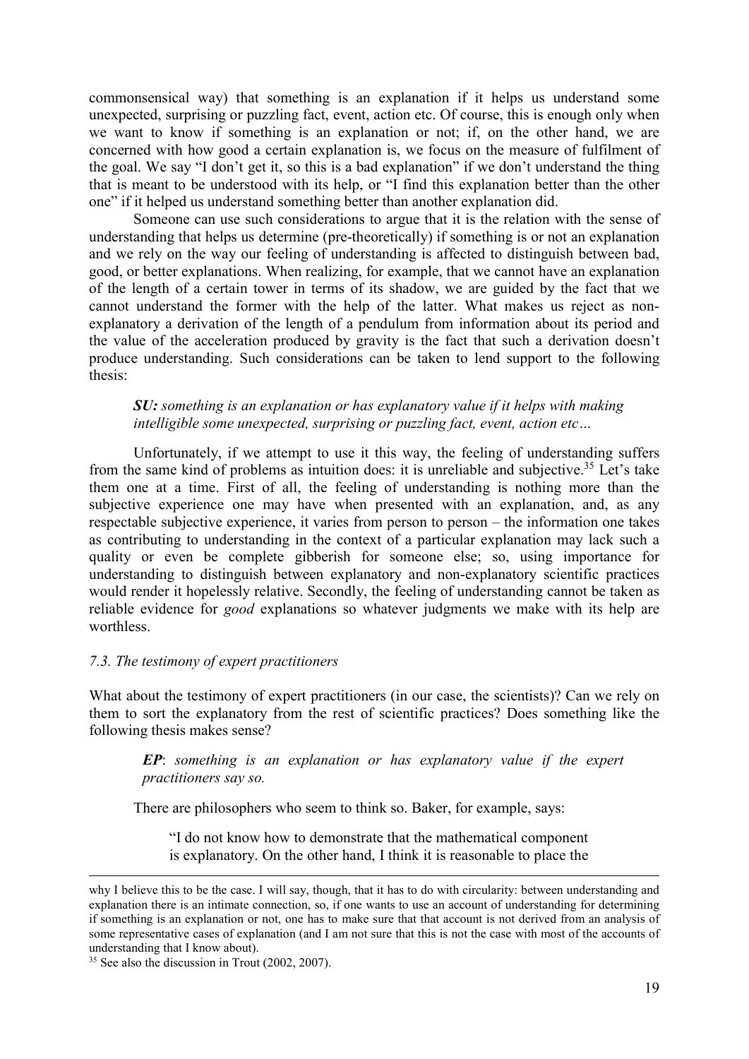commonsensical way) that something is an explanation if it helps us understand some unexpected, surprising or puzzling fact, event, action etc. Of course, this is enough only when we want to know if something is an explanation or not; if, on the other hand, we are concerned with how good a certain explanation is, we focus on the measure of fulfilment of the goal. We say "I don't get it, so this is a bad explanation" if we don't understand the thing that is meant to be understood with its help, or "I find this explanation better than the other one" if it helped us understand something better than another explanation did.

Someone can use such considerations to argue that it is the relation with the sense of understanding that helps us determine (pre-theoretically) if something is or not an explanation and we rely on the way our feeling of understanding is affected to distinguish between bad, good, or better explanations. When realizing, for example, that we cannot have an explanation of the length of a certain tower in terms of its shadow, we are guided by the fact that we cannot understand the former with the help of the latter. What makes us reject as non-explanatory a derivation of the length of a pendulum from information about its period and the value of the acceleration produced by gravity is the fact that such a derivation doesn't produce understanding. Such considerations can be taken to lend support to the following thesis:

> ***SU:*** *something is an explanation or has explanatory value if it helps with making intelligible some unexpected, surprising or puzzling fact, event, action etc…*

Unfortunately, if we attempt to use it this way, the feeling of understanding suffers from the same kind of problems as intuition does: it is unreliable and subjective.[35] Let's take them one at a time. First of all, the feeling of understanding is nothing more than the subjective experience one may have when presented with an explanation, and, as any respectable subjective experience, it varies from person to person – the information one takes as contributing to understanding in the context of a particular explanation may lack such a quality or even be complete gibberish for someone else; so, using importance for understanding to distinguish between explanatory and non-explanatory scientific practices would render it hopelessly relative. Secondly, the feeling of understanding cannot be taken as reliable evidence for *good* explanations so whatever judgments we make with its help are worthless.

### *7.3. The testimony of expert practitioners*

What about the testimony of expert practitioners (in our case, the scientists)? Can we rely on them to sort the explanatory from the rest of scientific practices? Does something like the following thesis makes sense?

> ***EP***: *something is an explanation or has explanatory value if the expert practitioners say so.*

There are philosophers who seem to think so. Baker, for example, says:

> "I do not know how to demonstrate that the mathematical component is explanatory. On the other hand, I think it is reasonable to place the

---

why I believe this to be the case. I will say, though, that it has to do with circularity: between understanding and explanation there is an intimate connection, so, if one wants to use an account of understanding for determining if something is an explanation or not, one has to make sure that that account is not derived from an analysis of some representative cases of explanation (and I am not sure that this is not the case with most of the accounts of understanding that I know about).

[35] See also the discussion in Trout (2002, 2007).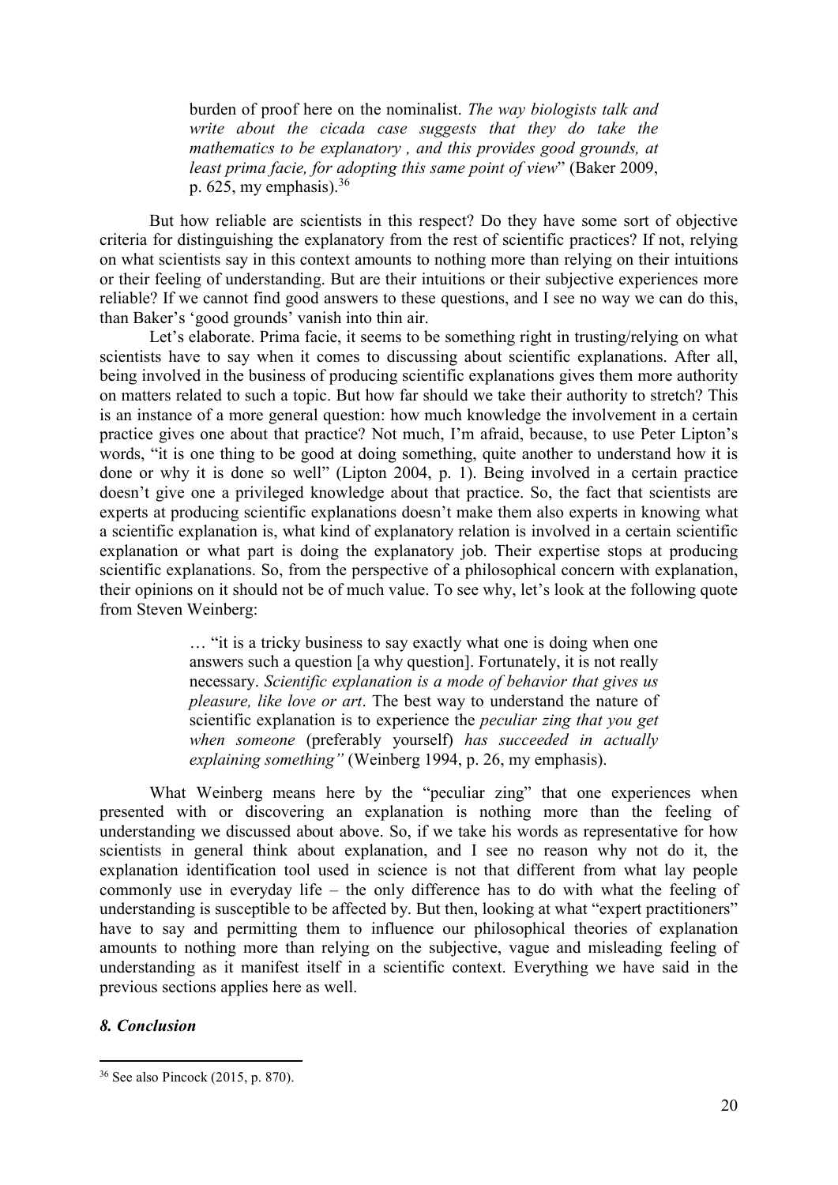> burden of proof here on the nominalist. *The way biologists talk and write about the cicada case suggests that they do take the mathematics to be explanatory , and this provides good grounds, at least prima facie, for adopting this same point of view*" (Baker 2009, p. 625, my emphasis).[36]

But how reliable are scientists in this respect? Do they have some sort of objective criteria for distinguishing the explanatory from the rest of scientific practices? If not, relying on what scientists say in this context amounts to nothing more than relying on their intuitions or their feeling of understanding. But are their intuitions or their subjective experiences more reliable? If we cannot find good answers to these questions, and I see no way we can do this, than Baker's 'good grounds' vanish into thin air.

Let's elaborate. Prima facie, it seems to be something right in trusting/relying on what scientists have to say when it comes to discussing about scientific explanations. After all, being involved in the business of producing scientific explanations gives them more authority on matters related to such a topic. But how far should we take their authority to stretch? This is an instance of a more general question: how much knowledge the involvement in a certain practice gives one about that practice? Not much, I'm afraid, because, to use Peter Lipton's words, "it is one thing to be good at doing something, quite another to understand how it is done or why it is done so well" (Lipton 2004, p. 1). Being involved in a certain practice doesn't give one a privileged knowledge about that practice. So, the fact that scientists are experts at producing scientific explanations doesn't make them also experts in knowing what a scientific explanation is, what kind of explanatory relation is involved in a certain scientific explanation or what part is doing the explanatory job. Their expertise stops at producing scientific explanations. So, from the perspective of a philosophical concern with explanation, their opinions on it should not be of much value. To see why, let's look at the following quote from Steven Weinberg:

> … "it is a tricky business to say exactly what one is doing when one answers such a question [a why question]. Fortunately, it is not really necessary. *Scientific explanation is a mode of behavior that gives us pleasure, like love or art*. The best way to understand the nature of scientific explanation is to experience the *peculiar zing that you get when someone* (preferably yourself) *has succeeded in actually explaining something"* (Weinberg 1994, p. 26, my emphasis).

What Weinberg means here by the "peculiar zing" that one experiences when presented with or discovering an explanation is nothing more than the feeling of understanding we discussed about above. So, if we take his words as representative for how scientists in general think about explanation, and I see no reason why not do it, the explanation identification tool used in science is not that different from what lay people commonly use in everyday life – the only difference has to do with what the feeling of understanding is susceptible to be affected by. But then, looking at what "expert practitioners" have to say and permitting them to influence our philosophical theories of explanation amounts to nothing more than relying on the subjective, vague and misleading feeling of understanding as it manifest itself in a scientific context. Everything we have said in the previous sections applies here as well.

### *8. Conclusion*

---

[36] See also Pincock (2015, p. 870).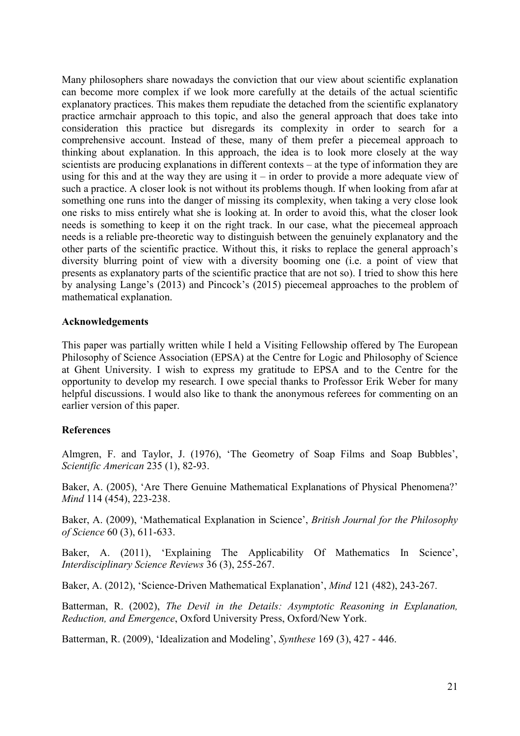Many philosophers share nowadays the conviction that our view about scientific explanation can become more complex if we look more carefully at the details of the actual scientific explanatory practices. This makes them repudiate the detached from the scientific explanatory practice armchair approach to this topic, and also the general approach that does take into consideration this practice but disregards its complexity in order to search for a comprehensive account. Instead of these, many of them prefer a piecemeal approach to thinking about explanation. In this approach, the idea is to look more closely at the way scientists are producing explanations in different contexts – at the type of information they are using for this and at the way they are using it – in order to provide a more adequate view of such a practice. A closer look is not without its problems though. If when looking from afar at something one runs into the danger of missing its complexity, when taking a very close look one risks to miss entirely what she is looking at. In order to avoid this, what the closer look needs is something to keep it on the right track. In our case, what the piecemeal approach needs is a reliable pre-theoretic way to distinguish between the genuinely explanatory and the other parts of the scientific practice. Without this, it risks to replace the general approach's diversity blurring point of view with a diversity booming one (i.e. a point of view that presents as explanatory parts of the scientific practice that are not so). I tried to show this here by analysing Lange's (2013) and Pincock's (2015) piecemeal approaches to the problem of mathematical explanation.

## Acknowledgements

This paper was partially written while I held a Visiting Fellowship offered by The European Philosophy of Science Association (EPSA) at the Centre for Logic and Philosophy of Science at Ghent University. I wish to express my gratitude to EPSA and to the Centre for the opportunity to develop my research. I owe special thanks to Professor Erik Weber for many helpful discussions. I would also like to thank the anonymous referees for commenting on an earlier version of this paper.

## References

Almgren, F. and Taylor, J. (1976), 'The Geometry of Soap Films and Soap Bubbles', *Scientific American* 235 (1), 82-93.

Baker, A. (2005), 'Are There Genuine Mathematical Explanations of Physical Phenomena?' *Mind* 114 (454), 223-238.

Baker, A. (2009), 'Mathematical Explanation in Science', *British Journal for the Philosophy of Science* 60 (3), 611-633.

Baker, A. (2011), 'Explaining The Applicability Of Mathematics In Science', *Interdisciplinary Science Reviews* 36 (3), 255-267.

Baker, A. (2012), 'Science-Driven Mathematical Explanation', *Mind* 121 (482), 243-267.

Batterman, R. (2002), *The Devil in the Details: Asymptotic Reasoning in Explanation, Reduction, and Emergence*, Oxford University Press, Oxford/New York.

Batterman, R. (2009), 'Idealization and Modeling', *Synthese* 169 (3), 427 - 446.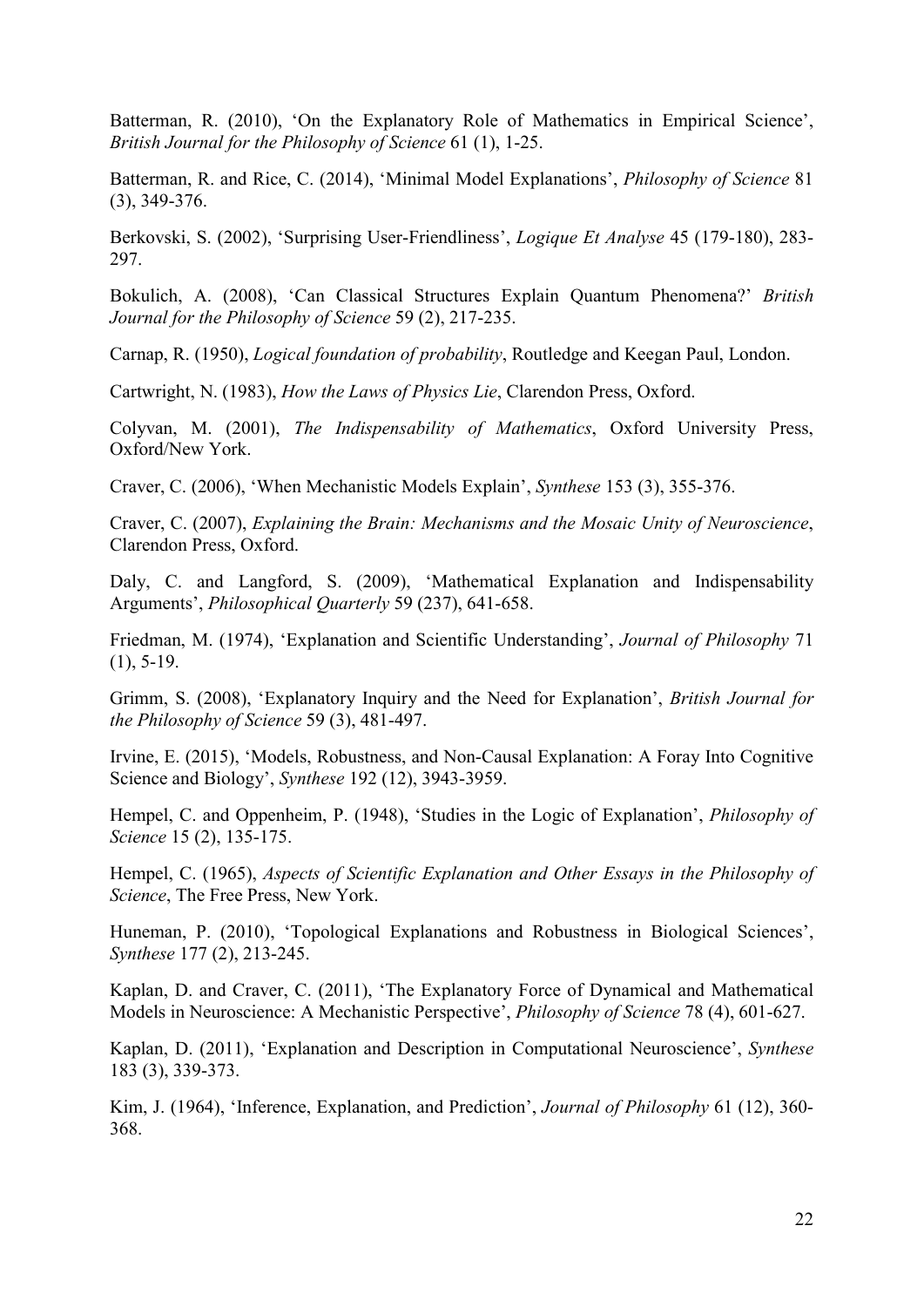Batterman, R. (2010), 'On the Explanatory Role of Mathematics in Empirical Science', *British Journal for the Philosophy of Science* 61 (1), 1-25.

Batterman, R. and Rice, C. (2014), 'Minimal Model Explanations', *Philosophy of Science* 81 (3), 349-376.

Berkovski, S. (2002), 'Surprising User-Friendliness', *Logique Et Analyse* 45 (179-180), 283-297.

Bokulich, A. (2008), 'Can Classical Structures Explain Quantum Phenomena?' *British Journal for the Philosophy of Science* 59 (2), 217-235.

Carnap, R. (1950), *Logical foundation of probability*, Routledge and Keegan Paul, London.

Cartwright, N. (1983), *How the Laws of Physics Lie*, Clarendon Press, Oxford.

Colyvan, M. (2001), *The Indispensability of Mathematics*, Oxford University Press, Oxford/New York.

Craver, C. (2006), 'When Mechanistic Models Explain', *Synthese* 153 (3), 355-376.

Craver, C. (2007), *Explaining the Brain: Mechanisms and the Mosaic Unity of Neuroscience*, Clarendon Press, Oxford.

Daly, C. and Langford, S. (2009), 'Mathematical Explanation and Indispensability Arguments', *Philosophical Quarterly* 59 (237), 641-658.

Friedman, M. (1974), 'Explanation and Scientific Understanding', *Journal of Philosophy* 71 (1), 5-19.

Grimm, S. (2008), 'Explanatory Inquiry and the Need for Explanation', *British Journal for the Philosophy of Science* 59 (3), 481-497.

Irvine, E. (2015), 'Models, Robustness, and Non-Causal Explanation: A Foray Into Cognitive Science and Biology', *Synthese* 192 (12), 3943-3959.

Hempel, C. and Oppenheim, P. (1948), 'Studies in the Logic of Explanation', *Philosophy of Science* 15 (2), 135-175.

Hempel, C. (1965), *Aspects of Scientific Explanation and Other Essays in the Philosophy of Science*, The Free Press, New York.

Huneman, P. (2010), 'Topological Explanations and Robustness in Biological Sciences', *Synthese* 177 (2), 213-245.

Kaplan, D. and Craver, C. (2011), 'The Explanatory Force of Dynamical and Mathematical Models in Neuroscience: A Mechanistic Perspective', *Philosophy of Science* 78 (4), 601-627.

Kaplan, D. (2011), 'Explanation and Description in Computational Neuroscience', *Synthese* 183 (3), 339-373.

Kim, J. (1964), 'Inference, Explanation, and Prediction', *Journal of Philosophy* 61 (12), 360-368.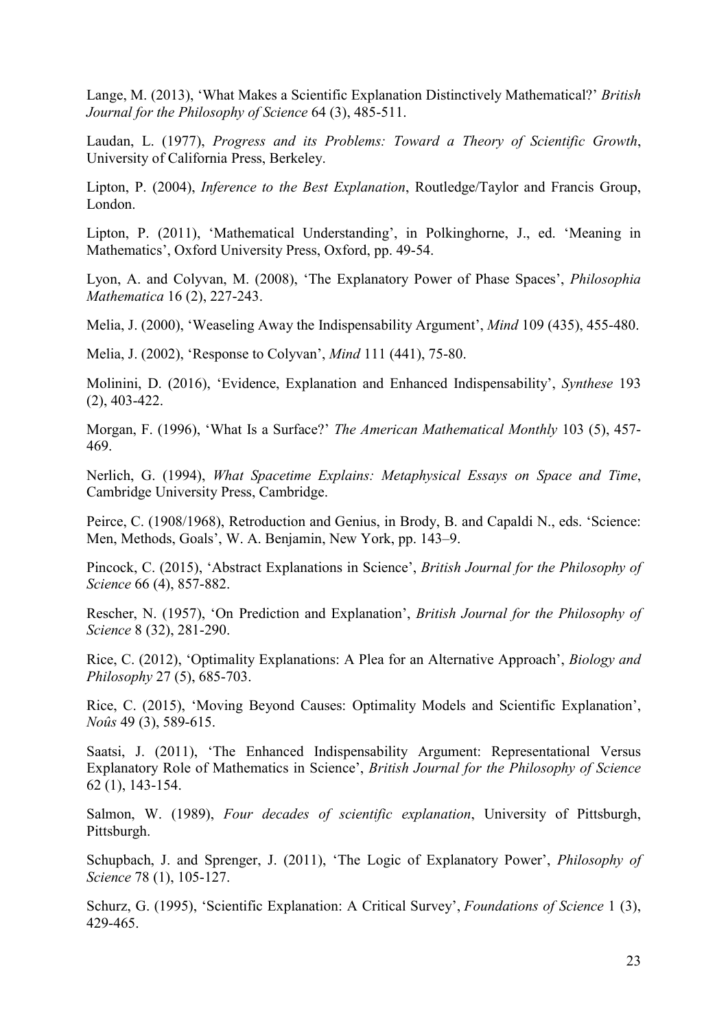Lange, M. (2013), 'What Makes a Scientific Explanation Distinctively Mathematical?' *British Journal for the Philosophy of Science* 64 (3), 485-511.

Laudan, L. (1977), *Progress and its Problems: Toward a Theory of Scientific Growth*, University of California Press, Berkeley.

Lipton, P. (2004), *Inference to the Best Explanation*, Routledge/Taylor and Francis Group, London.

Lipton, P. (2011), 'Mathematical Understanding', in Polkinghorne, J., ed. 'Meaning in Mathematics', Oxford University Press, Oxford, pp. 49-54.

Lyon, A. and Colyvan, M. (2008), 'The Explanatory Power of Phase Spaces', *Philosophia Mathematica* 16 (2), 227-243.

Melia, J. (2000), 'Weaseling Away the Indispensability Argument', *Mind* 109 (435), 455-480.

Melia, J. (2002), 'Response to Colyvan', *Mind* 111 (441), 75-80.

Molinini, D. (2016), 'Evidence, Explanation and Enhanced Indispensability', *Synthese* 193 (2), 403-422.

Morgan, F. (1996), 'What Is a Surface?' *The American Mathematical Monthly* 103 (5), 457-469.

Nerlich, G. (1994), *What Spacetime Explains: Metaphysical Essays on Space and Time*, Cambridge University Press, Cambridge.

Peirce, C. (1908/1968), Retroduction and Genius, in Brody, B. and Capaldi N., eds. 'Science: Men, Methods, Goals', W. A. Benjamin, New York, pp. 143–9.

Pincock, C. (2015), 'Abstract Explanations in Science', *British Journal for the Philosophy of Science* 66 (4), 857-882.

Rescher, N. (1957), 'On Prediction and Explanation', *British Journal for the Philosophy of Science* 8 (32), 281-290.

Rice, C. (2012), 'Optimality Explanations: A Plea for an Alternative Approach', *Biology and Philosophy* 27 (5), 685-703.

Rice, C. (2015), 'Moving Beyond Causes: Optimality Models and Scientific Explanation', *Noûs* 49 (3), 589-615.

Saatsi, J. (2011), 'The Enhanced Indispensability Argument: Representational Versus Explanatory Role of Mathematics in Science', *British Journal for the Philosophy of Science* 62 (1), 143-154.

Salmon, W. (1989), *Four decades of scientific explanation*, University of Pittsburgh, Pittsburgh.

Schupbach, J. and Sprenger, J. (2011), 'The Logic of Explanatory Power', *Philosophy of Science* 78 (1), 105-127.

Schurz, G. (1995), 'Scientific Explanation: A Critical Survey', *Foundations of Science* 1 (3), 429-465.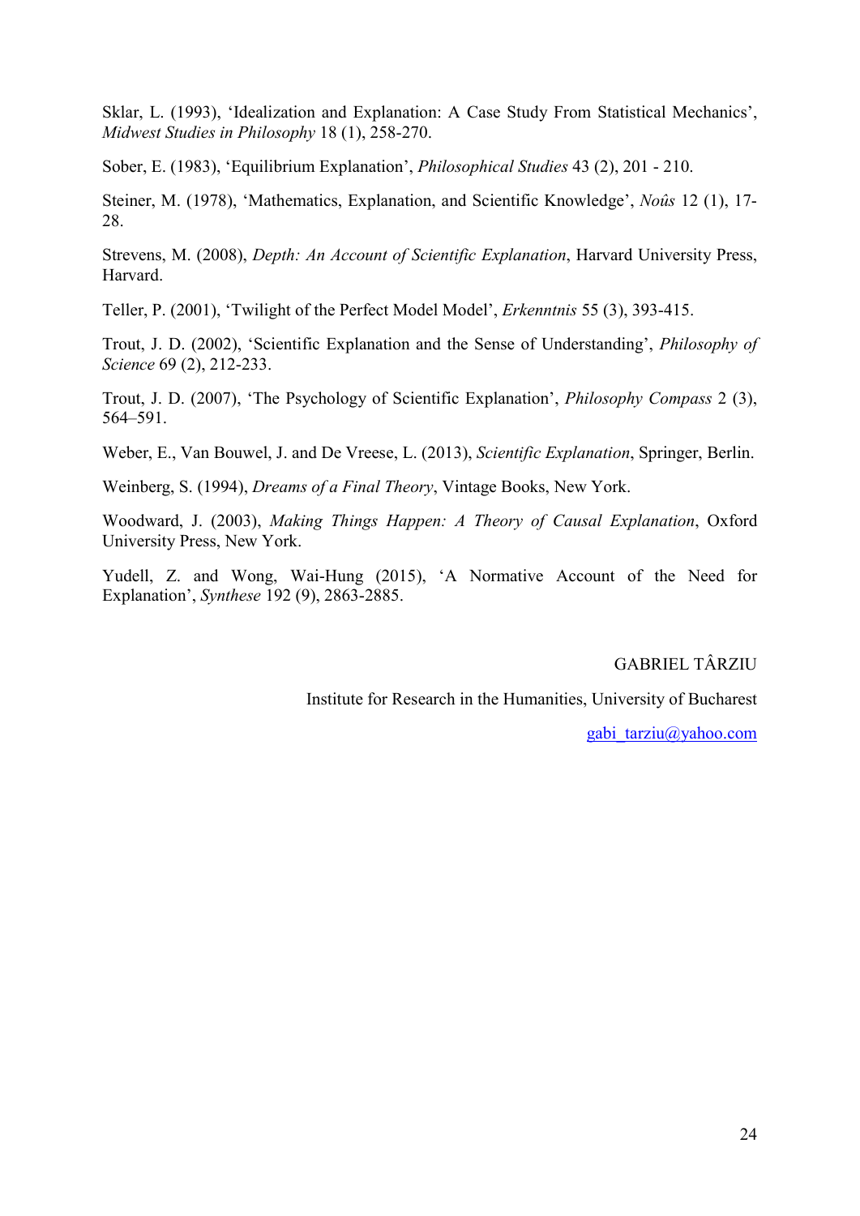Sklar, L. (1993), 'Idealization and Explanation: A Case Study From Statistical Mechanics', *Midwest Studies in Philosophy* 18 (1), 258-270.

Sober, E. (1983), 'Equilibrium Explanation', *Philosophical Studies* 43 (2), 201 - 210.

Steiner, M. (1978), 'Mathematics, Explanation, and Scientific Knowledge', *Noûs* 12 (1), 17-28.

Strevens, M. (2008), *Depth: An Account of Scientific Explanation*, Harvard University Press, Harvard.

Teller, P. (2001), 'Twilight of the Perfect Model Model', *Erkenntnis* 55 (3), 393-415.

Trout, J. D. (2002), 'Scientific Explanation and the Sense of Understanding', *Philosophy of Science* 69 (2), 212-233.

Trout, J. D. (2007), 'The Psychology of Scientific Explanation', *Philosophy Compass* 2 (3), 564–591.

Weber, E., Van Bouwel, J. and De Vreese, L. (2013), *Scientific Explanation*, Springer, Berlin.

Weinberg, S. (1994), *Dreams of a Final Theory*, Vintage Books, New York.

Woodward, J. (2003), *Making Things Happen: A Theory of Causal Explanation*, Oxford University Press, New York.

Yudell, Z. and Wong, Wai-Hung (2015), 'A Normative Account of the Need for Explanation', *Synthese* 192 (9), 2863-2885.

GABRIEL TÂRZIU

Institute for Research in the Humanities, University of Bucharest

gabi_tarziu@yahoo.com